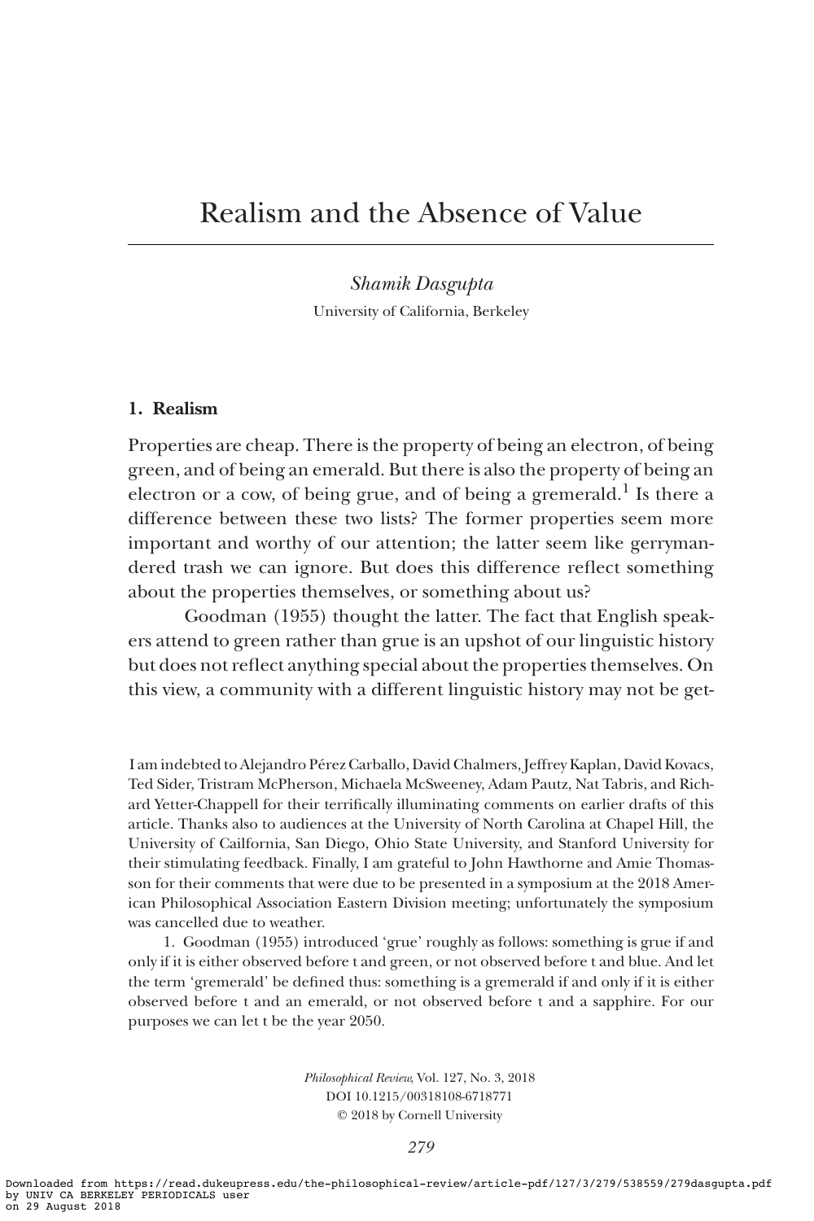# Realism and the Absence of Value

*Shamik Dasgupta*
University of California, Berkeley

## 1. Realism

Properties are cheap. There is the property of being an electron, of being green, and of being an emerald. But there is also the property of being an electron or a cow, of being grue, and of being a gremerald.[1] Is there a difference between these two lists? The former properties seem more important and worthy of our attention; the latter seem like gerrymandered trash we can ignore. But does this difference reflect something about the properties themselves, or something about us?

Goodman (1955) thought the latter. The fact that English speakers attend to green rather than grue is an upshot of our linguistic history but does not reflect anything special about the properties themselves. On this view, a community with a different linguistic history may not be get-

I am indebted to Alejandro Pérez Carballo, David Chalmers, Jeffrey Kaplan, David Kovacs, Ted Sider, Tristram McPherson, Michaela McSweeney, Adam Pautz, Nat Tabris, and Richard Yetter-Chappell for their terrifically illuminating comments on earlier drafts of this article. Thanks also to audiences at the University of North Carolina at Chapel Hill, the University of Cailfornia, San Diego, Ohio State University, and Stanford University for their stimulating feedback. Finally, I am grateful to John Hawthorne and Amie Thomasson for their comments that were due to be presented in a symposium at the 2018 American Philosophical Association Eastern Division meeting; unfortunately the symposium was cancelled due to weather.

1. Goodman (1955) introduced 'grue' roughly as follows: something is grue if and only if it is either observed before t and green, or not observed before t and blue. And let the term 'gremerald' be defined thus: something is a gremerald if and only if it is either observed before t and an emerald, or not observed before t and a sapphire. For our purposes we can let t be the year 2050.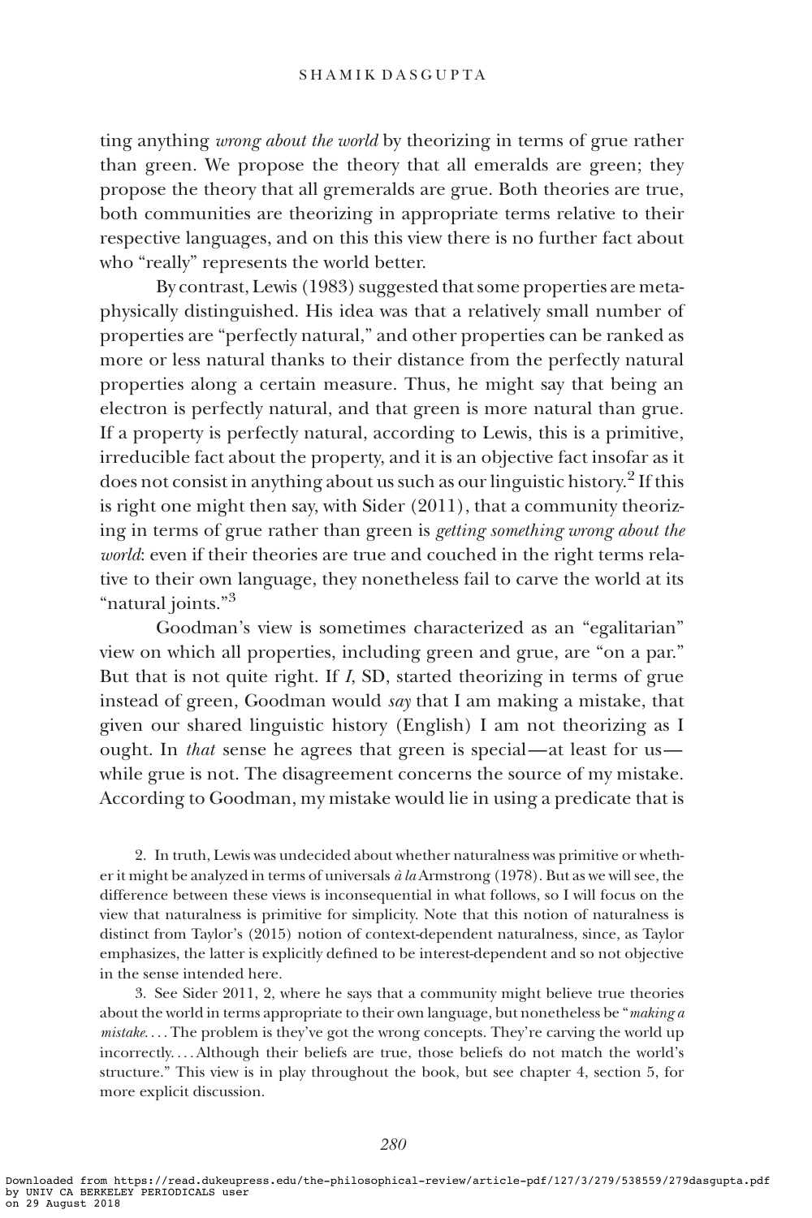ting anything *wrong about the world* by theorizing in terms of grue rather than green. We propose the theory that all emeralds are green; they propose the theory that all gremeralds are grue. Both theories are true, both communities are theorizing in appropriate terms relative to their respective languages, and on this this view there is no further fact about who "really" represents the world better.

By contrast, Lewis (1983) suggested that some properties are metaphysically distinguished. His idea was that a relatively small number of properties are "perfectly natural," and other properties can be ranked as more or less natural thanks to their distance from the perfectly natural properties along a certain measure. Thus, he might say that being an electron is perfectly natural, and that green is more natural than grue. If a property is perfectly natural, according to Lewis, this is a primitive, irreducible fact about the property, and it is an objective fact insofar as it does not consist in anything about us such as our linguistic history.[2] If this is right one might then say, with Sider (2011), that a community theorizing in terms of grue rather than green is *getting something wrong about the world*: even if their theories are true and couched in the right terms relative to their own language, they nonetheless fail to carve the world at its "natural joints."[3]

Goodman's view is sometimes characterized as an "egalitarian" view on which all properties, including green and grue, are "on a par." But that is not quite right. If *I*, SD, started theorizing in terms of grue instead of green, Goodman would *say* that I am making a mistake, that given our shared linguistic history (English) I am not theorizing as I ought. In *that* sense he agrees that green is special—at least for us—while grue is not. The disagreement concerns the source of my mistake. According to Goodman, my mistake would lie in using a predicate that is

2. In truth, Lewis was undecided about whether naturalness was primitive or whether it might be analyzed in terms of universals *à la* Armstrong (1978). But as we will see, the difference between these views is inconsequential in what follows, so I will focus on the view that naturalness is primitive for simplicity. Note that this notion of naturalness is distinct from Taylor's (2015) notion of context-dependent naturalness, since, as Taylor emphasizes, the latter is explicitly defined to be interest-dependent and so not objective in the sense intended here.

3. See Sider 2011, 2, where he says that a community might believe true theories about the world in terms appropriate to their own language, but nonetheless be "*making a mistake*. . . . The problem is they've got the wrong concepts. They're carving the world up incorrectly. . . . Although their beliefs are true, those beliefs do not match the world's structure." This view is in play throughout the book, but see chapter 4, section 5, for more explicit discussion.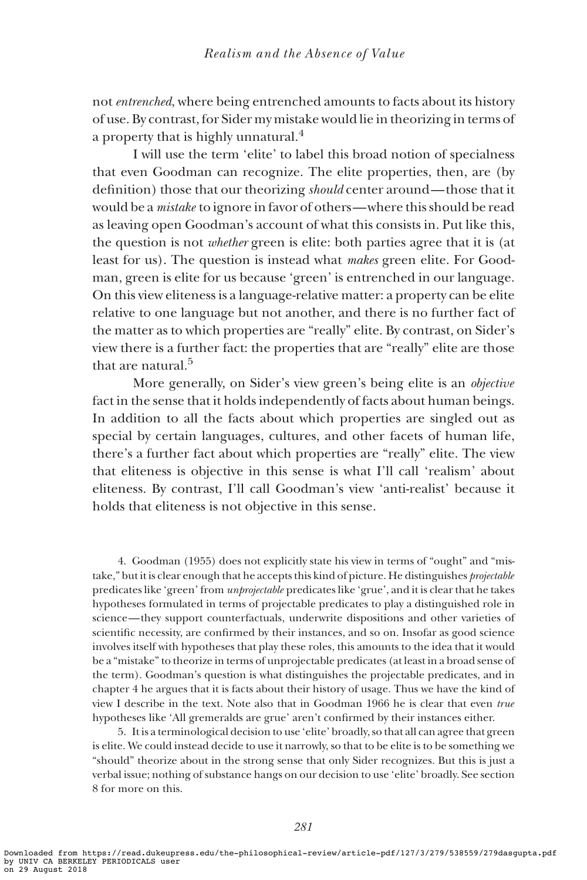not *entrenched*, where being entrenched amounts to facts about its history of use. By contrast, for Sider my mistake would lie in theorizing in terms of a property that is highly unnatural.[4]

I will use the term 'elite' to label this broad notion of specialness that even Goodman can recognize. The elite properties, then, are (by definition) those that our theorizing *should* center around—those that it would be a *mistake* to ignore in favor of others—where this should be read as leaving open Goodman's account of what this consists in. Put like this, the question is not *whether* green is elite: both parties agree that it is (at least for us). The question is instead what *makes* green elite. For Goodman, green is elite for us because 'green' is entrenched in our language. On this view eliteness is a language-relative matter: a property can be elite relative to one language but not another, and there is no further fact of the matter as to which properties are "really" elite. By contrast, on Sider's view there is a further fact: the properties that are "really" elite are those that are natural.[5]

More generally, on Sider's view green's being elite is an *objective* fact in the sense that it holds independently of facts about human beings. In addition to all the facts about which properties are singled out as special by certain languages, cultures, and other facets of human life, there's a further fact about which properties are "really" elite. The view that eliteness is objective in this sense is what I'll call 'realism' about eliteness. By contrast, I'll call Goodman's view 'anti-realist' because it holds that eliteness is not objective in this sense.

4. Goodman (1955) does not explicitly state his view in terms of "ought" and "mistake," but it is clear enough that he accepts this kind of picture. He distinguishes *projectable* predicates like 'green' from *unprojectable* predicates like 'grue', and it is clear that he takes hypotheses formulated in terms of projectable predicates to play a distinguished role in science—they support counterfactuals, underwrite dispositions and other varieties of scientific necessity, are confirmed by their instances, and so on. Insofar as good science involves itself with hypotheses that play these roles, this amounts to the idea that it would be a "mistake" to theorize in terms of unprojectable predicates (at least in a broad sense of the term). Goodman's question is what distinguishes the projectable predicates, and in chapter 4 he argues that it is facts about their history of usage. Thus we have the kind of view I describe in the text. Note also that in Goodman 1966 he is clear that even *true* hypotheses like 'All gremeralds are grue' aren't confirmed by their instances either.

5. It is a terminological decision to use 'elite' broadly, so that all can agree that green is elite. We could instead decide to use it narrowly, so that to be elite is to be something we "should" theorize about in the strong sense that only Sider recognizes. But this is just a verbal issue; nothing of substance hangs on our decision to use 'elite' broadly. See section 8 for more on this.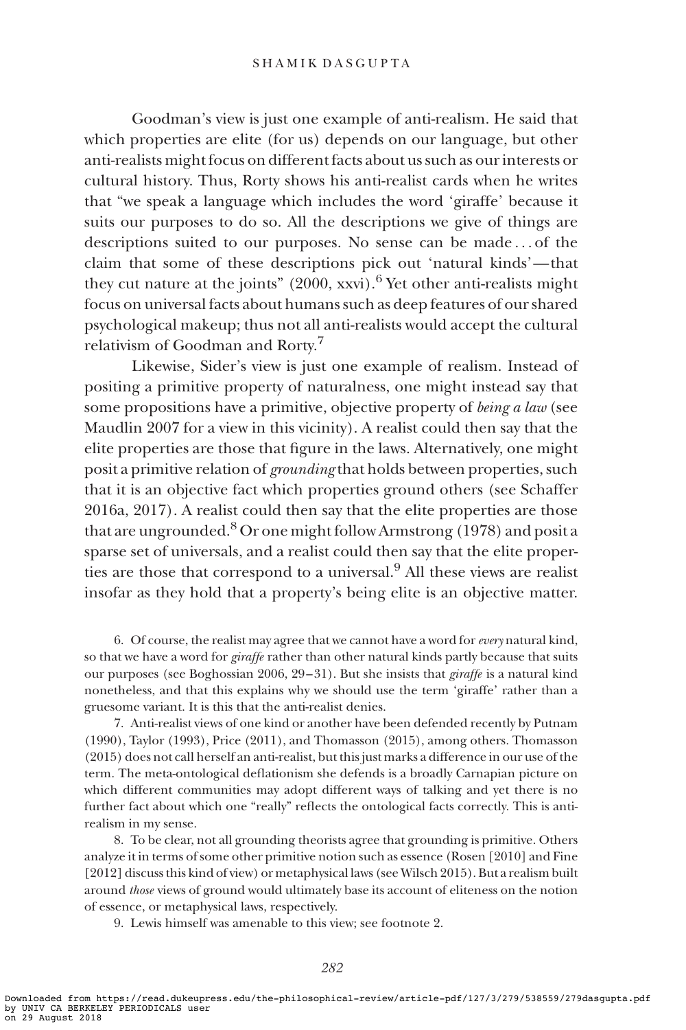Goodman's view is just one example of anti-realism. He said that which properties are elite (for us) depends on our language, but other anti-realists might focus on different facts about us such as our interests or cultural history. Thus, Rorty shows his anti-realist cards when he writes that "we speak a language which includes the word 'giraffe' because it suits our purposes to do so. All the descriptions we give of things are descriptions suited to our purposes. No sense can be made . . . of the claim that some of these descriptions pick out 'natural kinds'—that they cut nature at the joints" (2000, xxvi).[6] Yet other anti-realists might focus on universal facts about humans such as deep features of our shared psychological makeup; thus not all anti-realists would accept the cultural relativism of Goodman and Rorty.[7]

Likewise, Sider's view is just one example of realism. Instead of positing a primitive property of naturalness, one might instead say that some propositions have a primitive, objective property of *being a law* (see Maudlin 2007 for a view in this vicinity). A realist could then say that the elite properties are those that figure in the laws. Alternatively, one might posit a primitive relation of *grounding* that holds between properties, such that it is an objective fact which properties ground others (see Schaffer 2016a, 2017). A realist could then say that the elite properties are those that are ungrounded.[8] Or one might follow Armstrong (1978) and posit a sparse set of universals, and a realist could then say that the elite properties are those that correspond to a universal.[9] All these views are realist insofar as they hold that a property's being elite is an objective matter.

6. Of course, the realist may agree that we cannot have a word for *every* natural kind, so that we have a word for *giraffe* rather than other natural kinds partly because that suits our purposes (see Boghossian 2006, 29–31). But she insists that *giraffe* is a natural kind nonetheless, and that this explains why we should use the term 'giraffe' rather than a gruesome variant. It is this that the anti-realist denies.

7. Anti-realist views of one kind or another have been defended recently by Putnam (1990), Taylor (1993), Price (2011), and Thomasson (2015), among others. Thomasson (2015) does not call herself an anti-realist, but this just marks a difference in our use of the term. The meta-ontological deflationism she defends is a broadly Carnapian picture on which different communities may adopt different ways of talking and yet there is no further fact about which one "really" reflects the ontological facts correctly. This is anti-realism in my sense.

8. To be clear, not all grounding theorists agree that grounding is primitive. Others analyze it in terms of some other primitive notion such as essence (Rosen [2010] and Fine [2012] discuss this kind of view) or metaphysical laws (see Wilsch 2015). But a realism built around *those* views of ground would ultimately base its account of eliteness on the notion of essence, or metaphysical laws, respectively.

9. Lewis himself was amenable to this view; see footnote 2.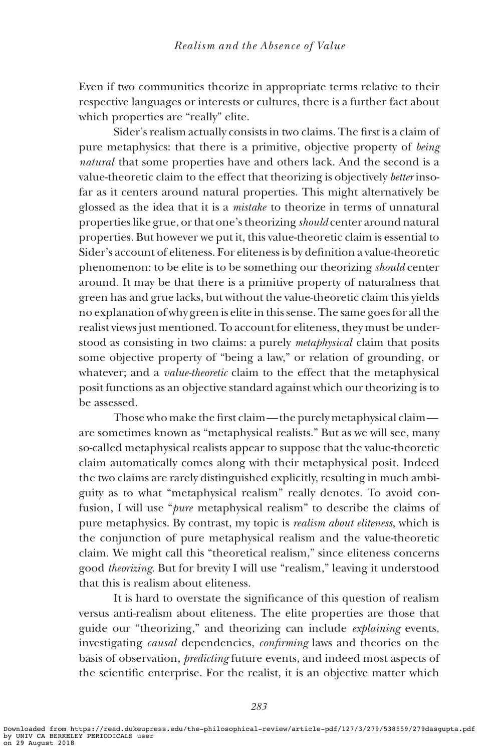Even if two communities theorize in appropriate terms relative to their respective languages or interests or cultures, there is a further fact about which properties are "really" elite.

Sider's realism actually consists in two claims. The first is a claim of pure metaphysics: that there is a primitive, objective property of *being natural* that some properties have and others lack. And the second is a value-theoretic claim to the effect that theorizing is objectively *better* insofar as it centers around natural properties. This might alternatively be glossed as the idea that it is a *mistake* to theorize in terms of unnatural properties like grue, or that one's theorizing *should* center around natural properties. But however we put it, this value-theoretic claim is essential to Sider's account of eliteness. For eliteness is by definition a value-theoretic phenomenon: to be elite is to be something our theorizing *should* center around. It may be that there is a primitive property of naturalness that green has and grue lacks, but without the value-theoretic claim this yields no explanation of why green is elite in this sense. The same goes for all the realist views just mentioned. To account for eliteness, they must be understood as consisting in two claims: a purely *metaphysical* claim that posits some objective property of "being a law," or relation of grounding, or whatever; and a *value-theoretic* claim to the effect that the metaphysical posit functions as an objective standard against which our theorizing is to be assessed.

Those who make the first claim—the purely metaphysical claim—are sometimes known as "metaphysical realists." But as we will see, many so-called metaphysical realists appear to suppose that the value-theoretic claim automatically comes along with their metaphysical posit. Indeed the two claims are rarely distinguished explicitly, resulting in much ambiguity as to what "metaphysical realism" really denotes. To avoid confusion, I will use "*pure* metaphysical realism" to describe the claims of pure metaphysics. By contrast, my topic is *realism about eliteness*, which is the conjunction of pure metaphysical realism and the value-theoretic claim. We might call this "theoretical realism," since eliteness concerns good *theorizing*. But for brevity I will use "realism," leaving it understood that this is realism about eliteness.

It is hard to overstate the significance of this question of realism versus anti-realism about eliteness. The elite properties are those that guide our "theorizing," and theorizing can include *explaining* events, investigating *causal* dependencies, *confirming* laws and theories on the basis of observation, *predicting* future events, and indeed most aspects of the scientific enterprise. For the realist, it is an objective matter which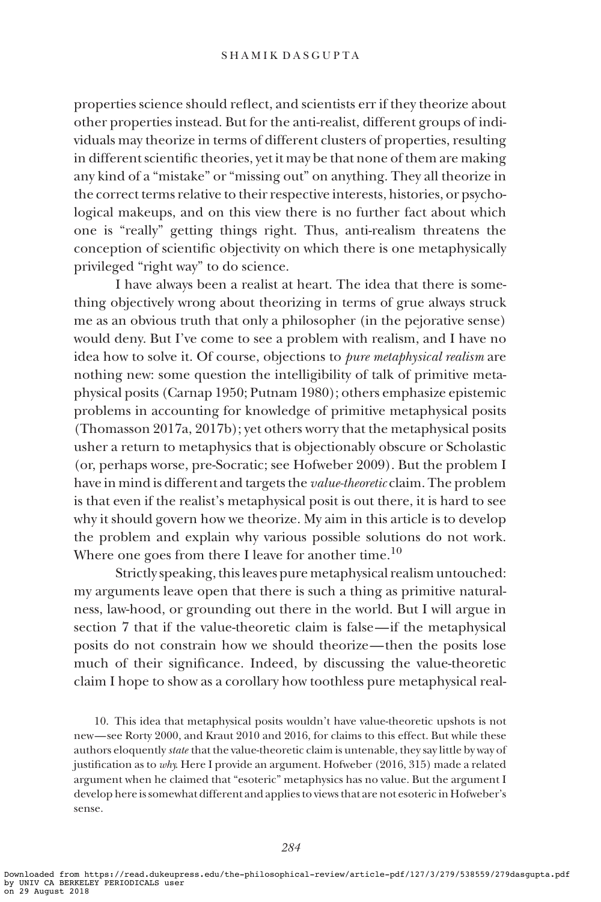properties science should reflect, and scientists err if they theorize about other properties instead. But for the anti-realist, different groups of individuals may theorize in terms of different clusters of properties, resulting in different scientific theories, yet it may be that none of them are making any kind of a "mistake" or "missing out" on anything. They all theorize in the correct terms relative to their respective interests, histories, or psychological makeups, and on this view there is no further fact about which one is "really" getting things right. Thus, anti-realism threatens the conception of scientific objectivity on which there is one metaphysically privileged "right way" to do science.

I have always been a realist at heart. The idea that there is something objectively wrong about theorizing in terms of grue always struck me as an obvious truth that only a philosopher (in the pejorative sense) would deny. But I've come to see a problem with realism, and I have no idea how to solve it. Of course, objections to *pure metaphysical realism* are nothing new: some question the intelligibility of talk of primitive metaphysical posits (Carnap 1950; Putnam 1980); others emphasize epistemic problems in accounting for knowledge of primitive metaphysical posits (Thomasson 2017a, 2017b); yet others worry that the metaphysical posits usher a return to metaphysics that is objectionably obscure or Scholastic (or, perhaps worse, pre-Socratic; see Hofweber 2009). But the problem I have in mind is different and targets the *value-theoretic* claim. The problem is that even if the realist's metaphysical posit is out there, it is hard to see why it should govern how we theorize. My aim in this article is to develop the problem and explain why various possible solutions do not work. Where one goes from there I leave for another time.[10]

Strictly speaking, this leaves pure metaphysical realism untouched: my arguments leave open that there is such a thing as primitive naturalness, law-hood, or grounding out there in the world. But I will argue in section 7 that if the value-theoretic claim is false—if the metaphysical posits do not constrain how we should theorize—then the posits lose much of their significance. Indeed, by discussing the value-theoretic claim I hope to show as a corollary how toothless pure metaphysical real-

10. This idea that metaphysical posits wouldn't have value-theoretic upshots is not new—see Rorty 2000, and Kraut 2010 and 2016, for claims to this effect. But while these authors eloquently *state* that the value-theoretic claim is untenable, they say little by way of justification as to *why*. Here I provide an argument. Hofweber (2016, 315) made a related argument when he claimed that "esoteric" metaphysics has no value. But the argument I develop here is somewhat different and applies to views that are not esoteric in Hofweber's sense.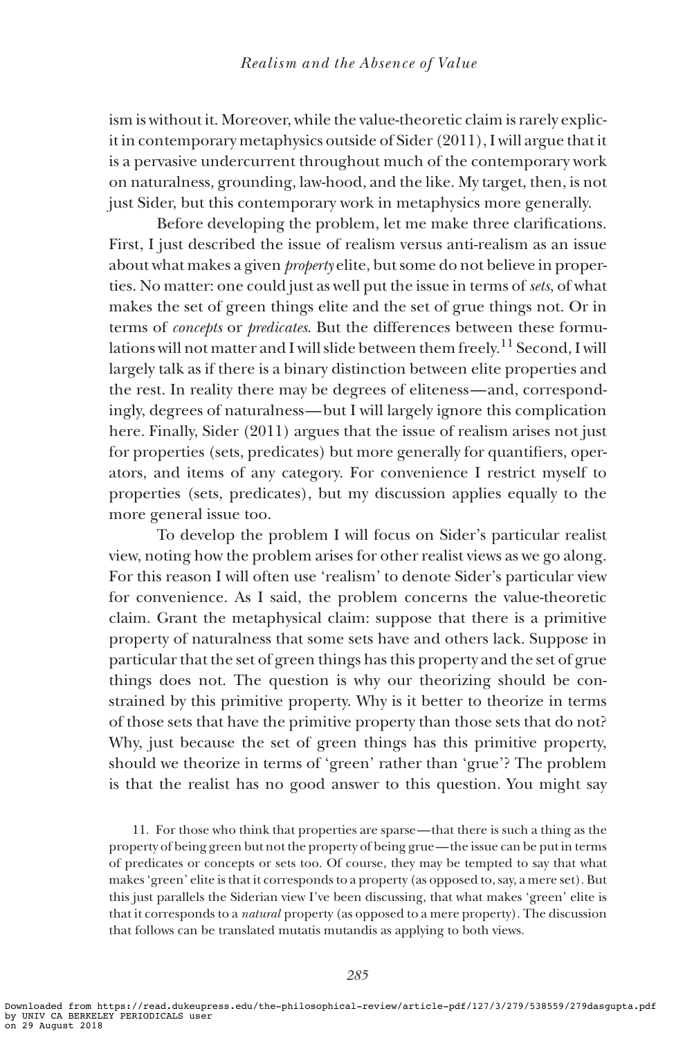ism is without it. Moreover, while the value-theoretic claim is rarely explicit in contemporary metaphysics outside of Sider (2011), I will argue that it is a pervasive undercurrent throughout much of the contemporary work on naturalness, grounding, law-hood, and the like. My target, then, is not just Sider, but this contemporary work in metaphysics more generally.

Before developing the problem, let me make three clarifications. First, I just described the issue of realism versus anti-realism as an issue about what makes a given *property* elite, but some do not believe in properties. No matter: one could just as well put the issue in terms of *sets*, of what makes the set of green things elite and the set of grue things not. Or in terms of *concepts* or *predicates*. But the differences between these formulations will not matter and I will slide between them freely.[11] Second, I will largely talk as if there is a binary distinction between elite properties and the rest. In reality there may be degrees of eliteness—and, correspondingly, degrees of naturalness—but I will largely ignore this complication here. Finally, Sider (2011) argues that the issue of realism arises not just for properties (sets, predicates) but more generally for quantifiers, operators, and items of any category. For convenience I restrict myself to properties (sets, predicates), but my discussion applies equally to the more general issue too.

To develop the problem I will focus on Sider's particular realist view, noting how the problem arises for other realist views as we go along. For this reason I will often use 'realism' to denote Sider's particular view for convenience. As I said, the problem concerns the value-theoretic claim. Grant the metaphysical claim: suppose that there is a primitive property of naturalness that some sets have and others lack. Suppose in particular that the set of green things has this property and the set of grue things does not. The question is why our theorizing should be constrained by this primitive property. Why is it better to theorize in terms of those sets that have the primitive property than those sets that do not? Why, just because the set of green things has this primitive property, should we theorize in terms of 'green' rather than 'grue'? The problem is that the realist has no good answer to this question. You might say

11. For those who think that properties are sparse—that there is such a thing as the property of being green but not the property of being grue—the issue can be put in terms of predicates or concepts or sets too. Of course, they may be tempted to say that what makes 'green' elite is that it corresponds to a property (as opposed to, say, a mere set). But this just parallels the Siderian view I've been discussing, that what makes 'green' elite is that it corresponds to a *natural* property (as opposed to a mere property). The discussion that follows can be translated mutatis mutandis as applying to both views.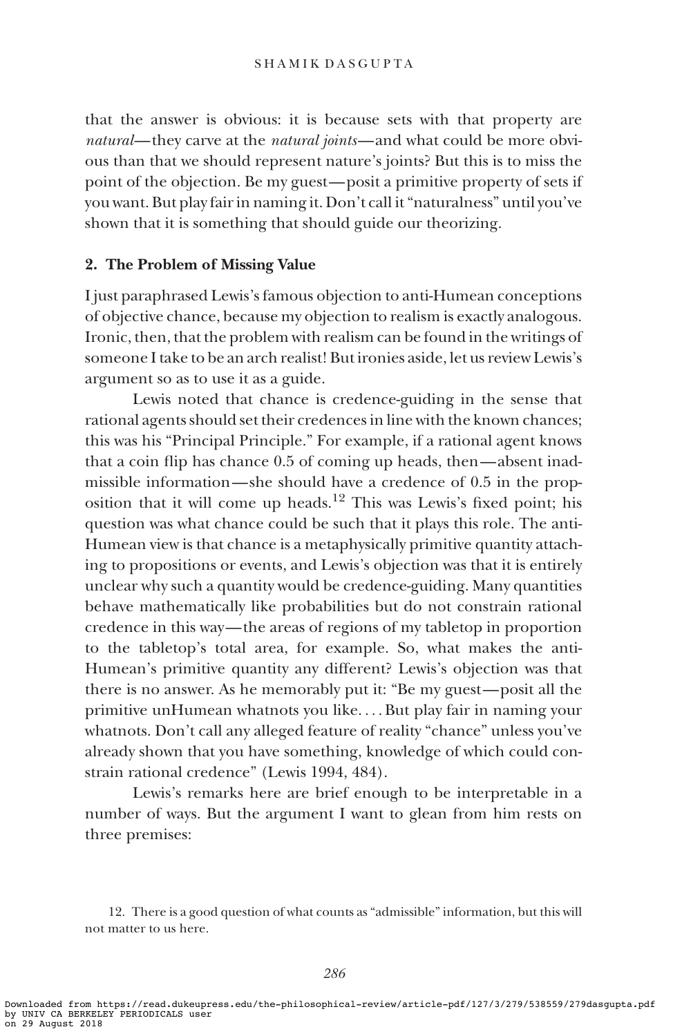that the answer is obvious: it is because sets with that property are *natural*—they carve at the *natural joints*—and what could be more obvious than that we should represent nature's joints? But this is to miss the point of the objection. Be my guest—posit a primitive property of sets if you want. But play fair in naming it. Don't call it "naturalness" until you've shown that it is something that should guide our theorizing.

## 2. The Problem of Missing Value

I just paraphrased Lewis's famous objection to anti-Humean conceptions of objective chance, because my objection to realism is exactly analogous. Ironic, then, that the problem with realism can be found in the writings of someone I take to be an arch realist! But ironies aside, let us review Lewis's argument so as to use it as a guide.

Lewis noted that chance is credence-guiding in the sense that rational agents should set their credences in line with the known chances; this was his "Principal Principle." For example, if a rational agent knows that a coin flip has chance 0.5 of coming up heads, then—absent inadmissible information—she should have a credence of 0.5 in the proposition that it will come up heads.[12] This was Lewis's fixed point; his question was what chance could be such that it plays this role. The anti-Humean view is that chance is a metaphysically primitive quantity attaching to propositions or events, and Lewis's objection was that it is entirely unclear why such a quantity would be credence-guiding. Many quantities behave mathematically like probabilities but do not constrain rational credence in this way—the areas of regions of my tabletop in proportion to the tabletop's total area, for example. So, what makes the anti-Humean's primitive quantity any different? Lewis's objection was that there is no answer. As he memorably put it: "Be my guest—posit all the primitive unHumean whatnots you like. . . . But play fair in naming your whatnots. Don't call any alleged feature of reality "chance" unless you've already shown that you have something, knowledge of which could constrain rational credence" (Lewis 1994, 484).

Lewis's remarks here are brief enough to be interpretable in a number of ways. But the argument I want to glean from him rests on three premises:

12. There is a good question of what counts as "admissible" information, but this will not matter to us here.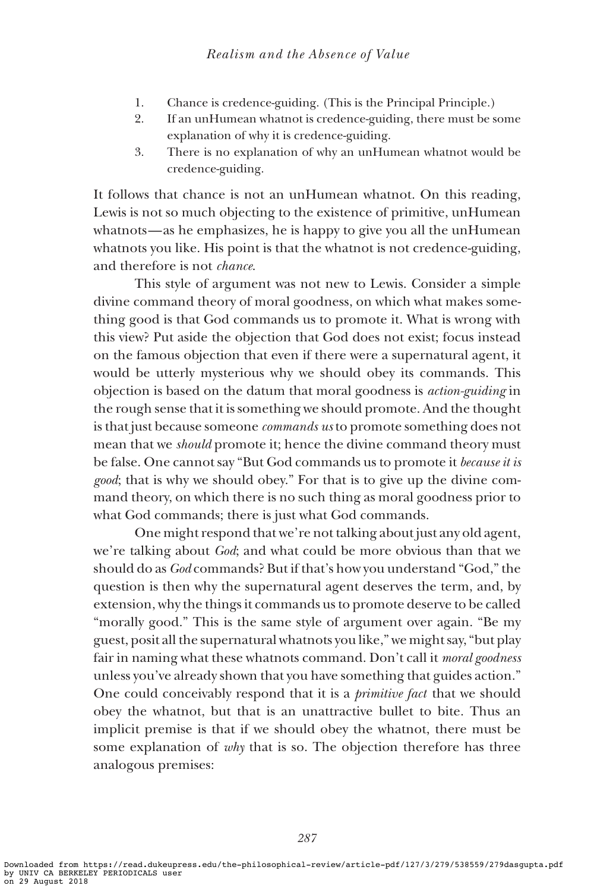1. Chance is credence-guiding. (This is the Principal Principle.)
2. If an unHumean whatnot is credence-guiding, there must be some explanation of why it is credence-guiding.
3. There is no explanation of why an unHumean whatnot would be credence-guiding.

It follows that chance is not an unHumean whatnot. On this reading, Lewis is not so much objecting to the existence of primitive, unHumean whatnots—as he emphasizes, he is happy to give you all the unHumean whatnots you like. His point is that the whatnot is not credence-guiding, and therefore is not *chance*.

This style of argument was not new to Lewis. Consider a simple divine command theory of moral goodness, on which what makes something good is that God commands us to promote it. What is wrong with this view? Put aside the objection that God does not exist; focus instead on the famous objection that even if there were a supernatural agent, it would be utterly mysterious why we should obey its commands. This objection is based on the datum that moral goodness is *action-guiding* in the rough sense that it is something we should promote. And the thought is that just because someone *commands us* to promote something does not mean that we *should* promote it; hence the divine command theory must be false. One cannot say "But God commands us to promote it *because it is good*; that is why we should obey." For that is to give up the divine command theory, on which there is no such thing as moral goodness prior to what God commands; there is just what God commands.

One might respond that we're not talking about just any old agent, we're talking about *God*; and what could be more obvious than that we should do as *God* commands? But if that's how you understand "God," the question is then why the supernatural agent deserves the term, and, by extension, why the things it commands us to promote deserve to be called "morally good." This is the same style of argument over again. "Be my guest, posit all the supernatural whatnots you like," we might say, "but play fair in naming what these whatnots command. Don't call it *moral goodness* unless you've already shown that you have something that guides action." One could conceivably respond that it is a *primitive fact* that we should obey the whatnot, but that is an unattractive bullet to bite. Thus an implicit premise is that if we should obey the whatnot, there must be some explanation of *why* that is so. The objection therefore has three analogous premises: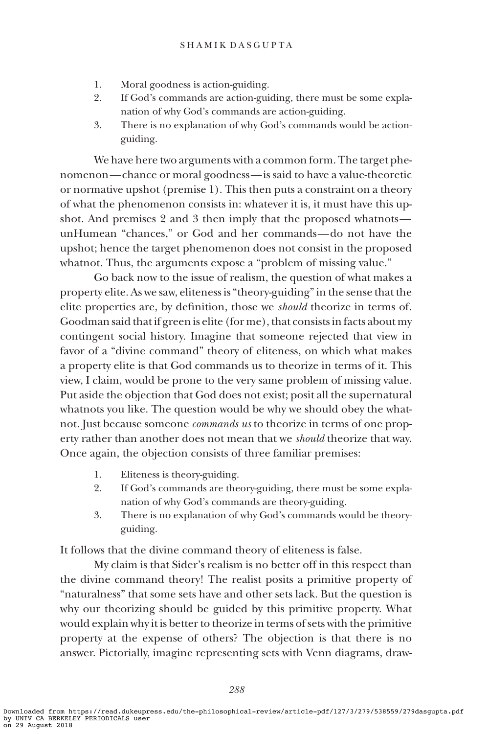1. Moral goodness is action-guiding.
2. If God's commands are action-guiding, there must be some explanation of why God's commands are action-guiding.
3. There is no explanation of why God's commands would be action-guiding.

We have here two arguments with a common form. The target phenomenon—chance or moral goodness—is said to have a value-theoretic or normative upshot (premise 1). This then puts a constraint on a theory of what the phenomenon consists in: whatever it is, it must have this upshot. And premises 2 and 3 then imply that the proposed whatnots—unHumean "chances," or God and her commands—do not have the upshot; hence the target phenomenon does not consist in the proposed whatnot. Thus, the arguments expose a "problem of missing value."

Go back now to the issue of realism, the question of what makes a property elite. As we saw, eliteness is "theory-guiding" in the sense that the elite properties are, by definition, those we *should* theorize in terms of. Goodman said that if green is elite (for me), that consists in facts about my contingent social history. Imagine that someone rejected that view in favor of a "divine command" theory of eliteness, on which what makes a property elite is that God commands us to theorize in terms of it. This view, I claim, would be prone to the very same problem of missing value. Put aside the objection that God does not exist; posit all the supernatural whatnots you like. The question would be why we should obey the whatnot. Just because someone *commands us* to theorize in terms of one property rather than another does not mean that we *should* theorize that way. Once again, the objection consists of three familiar premises:

1. Eliteness is theory-guiding.
2. If God's commands are theory-guiding, there must be some explanation of why God's commands are theory-guiding.
3. There is no explanation of why God's commands would be theory-guiding.

It follows that the divine command theory of eliteness is false.

My claim is that Sider's realism is no better off in this respect than the divine command theory! The realist posits a primitive property of "naturalness" that some sets have and other sets lack. But the question is why our theorizing should be guided by this primitive property. What would explain why it is better to theorize in terms of sets with the primitive property at the expense of others? The objection is that there is no answer. Pictorially, imagine representing sets with Venn diagrams, draw-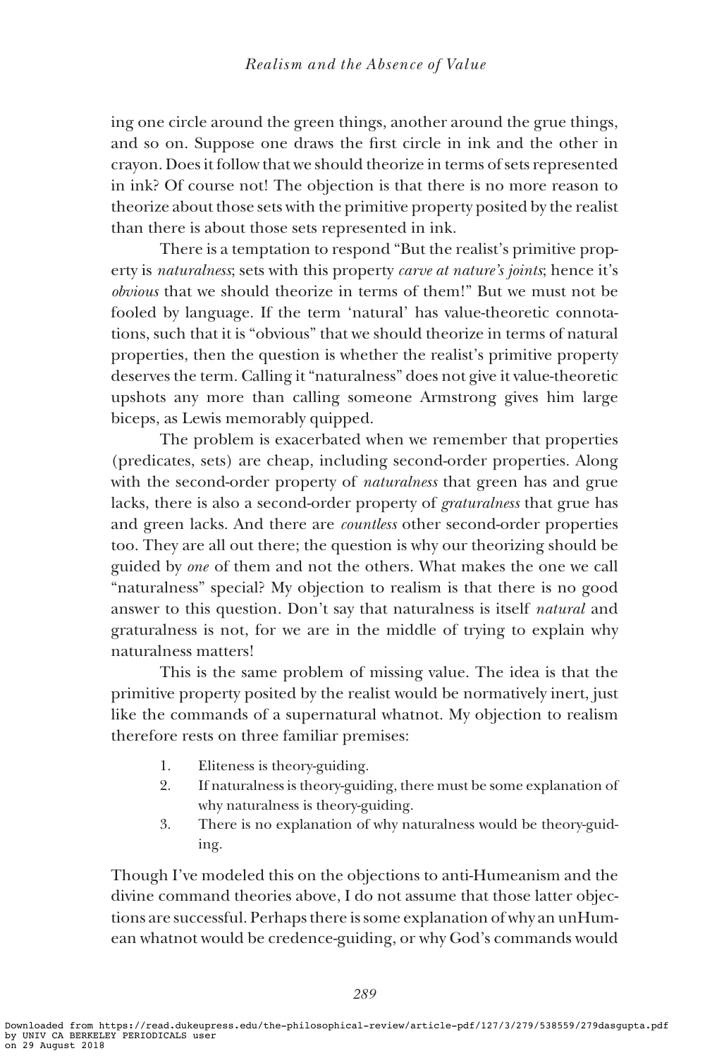ing one circle around the green things, another around the grue things, and so on. Suppose one draws the first circle in ink and the other in crayon. Does it follow that we should theorize in terms of sets represented in ink? Of course not! The objection is that there is no more reason to theorize about those sets with the primitive property posited by the realist than there is about those sets represented in ink.

There is a temptation to respond "But the realist's primitive property is *naturalness*; sets with this property *carve at nature's joints*; hence it's *obvious* that we should theorize in terms of them!" But we must not be fooled by language. If the term 'natural' has value-theoretic connotations, such that it is "obvious" that we should theorize in terms of natural properties, then the question is whether the realist's primitive property deserves the term. Calling it "naturalness" does not give it value-theoretic upshots any more than calling someone Armstrong gives him large biceps, as Lewis memorably quipped.

The problem is exacerbated when we remember that properties (predicates, sets) are cheap, including second-order properties. Along with the second-order property of *naturalness* that green has and grue lacks, there is also a second-order property of *graturalness* that grue has and green lacks. And there are *countless* other second-order properties too. They are all out there; the question is why our theorizing should be guided by *one* of them and not the others. What makes the one we call "naturalness" special? My objection to realism is that there is no good answer to this question. Don't say that naturalness is itself *natural* and graturalness is not, for we are in the middle of trying to explain why naturalness matters!

This is the same problem of missing value. The idea is that the primitive property posited by the realist would be normatively inert, just like the commands of a supernatural whatnot. My objection to realism therefore rests on three familiar premises:

1. Eliteness is theory-guiding.
2. If naturalness is theory-guiding, there must be some explanation of why naturalness is theory-guiding.
3. There is no explanation of why naturalness would be theory-guiding.

Though I've modeled this on the objections to anti-Humeanism and the divine command theories above, I do not assume that those latter objections are successful. Perhaps there is some explanation of why an unHumean whatnot would be credence-guiding, or why God's commands would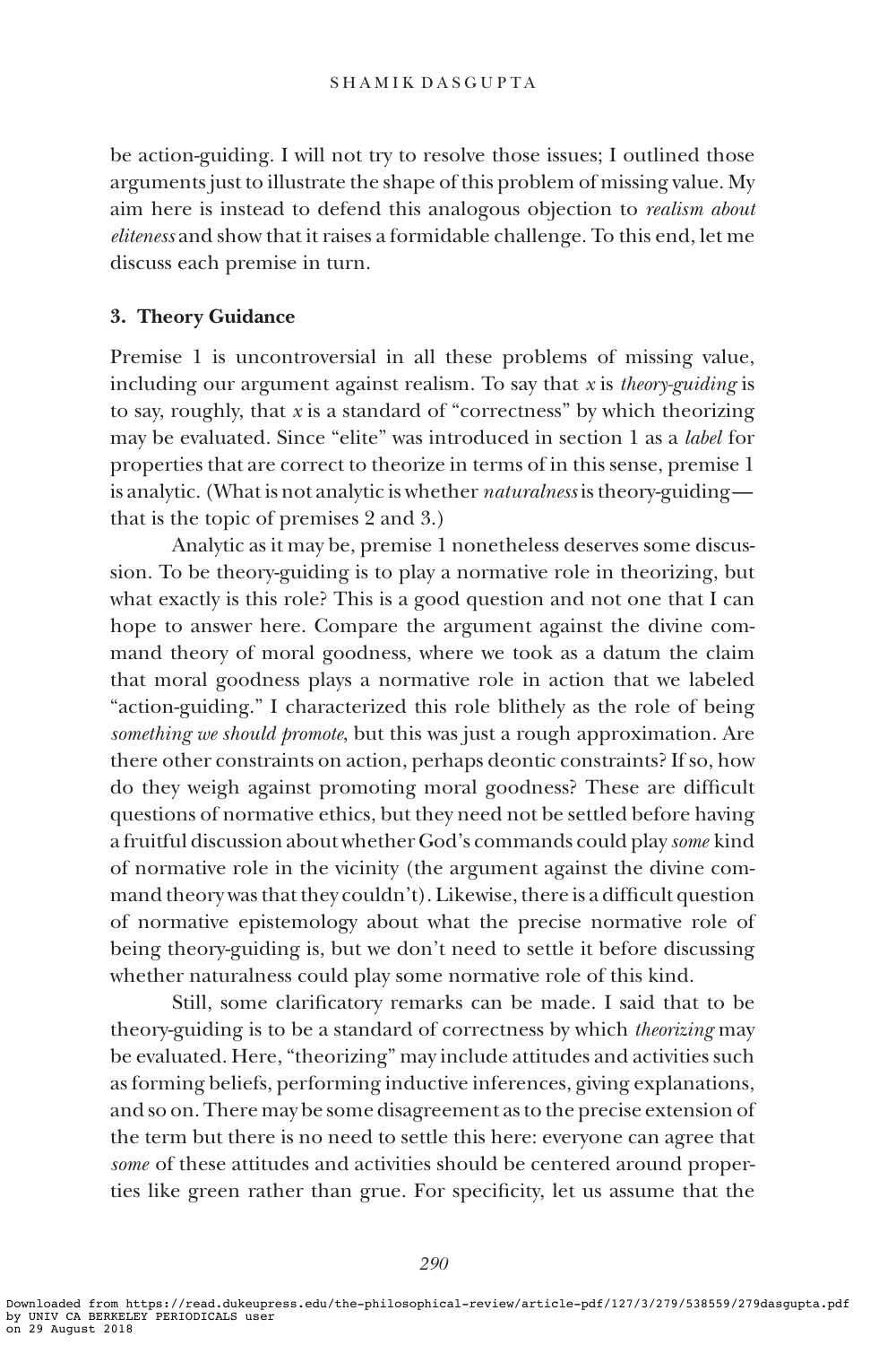be action-guiding. I will not try to resolve those issues; I outlined those arguments just to illustrate the shape of this problem of missing value. My aim here is instead to defend this analogous objection to *realism about eliteness* and show that it raises a formidable challenge. To this end, let me discuss each premise in turn.

### 3. Theory Guidance

Premise 1 is uncontroversial in all these problems of missing value, including our argument against realism. To say that *x* is *theory-guiding* is to say, roughly, that *x* is a standard of "correctness" by which theorizing may be evaluated. Since "elite" was introduced in section 1 as a *label* for properties that are correct to theorize in terms of in this sense, premise 1 is analytic. (What is not analytic is whether *naturalness* is theory-guiding—that is the topic of premises 2 and 3.)

Analytic as it may be, premise 1 nonetheless deserves some discussion. To be theory-guiding is to play a normative role in theorizing, but what exactly is this role? This is a good question and not one that I can hope to answer here. Compare the argument against the divine command theory of moral goodness, where we took as a datum the claim that moral goodness plays a normative role in action that we labeled "action-guiding." I characterized this role blithely as the role of being *something we should promote*, but this was just a rough approximation. Are there other constraints on action, perhaps deontic constraints? If so, how do they weigh against promoting moral goodness? These are difficult questions of normative ethics, but they need not be settled before having a fruitful discussion about whether God's commands could play *some* kind of normative role in the vicinity (the argument against the divine command theory was that they couldn't). Likewise, there is a difficult question of normative epistemology about what the precise normative role of being theory-guiding is, but we don't need to settle it before discussing whether naturalness could play some normative role of this kind.

Still, some clarificatory remarks can be made. I said that to be theory-guiding is to be a standard of correctness by which *theorizing* may be evaluated. Here, "theorizing" may include attitudes and activities such as forming beliefs, performing inductive inferences, giving explanations, and so on. There may be some disagreement as to the precise extension of the term but there is no need to settle this here: everyone can agree that *some* of these attitudes and activities should be centered around properties like green rather than grue. For specificity, let us assume that the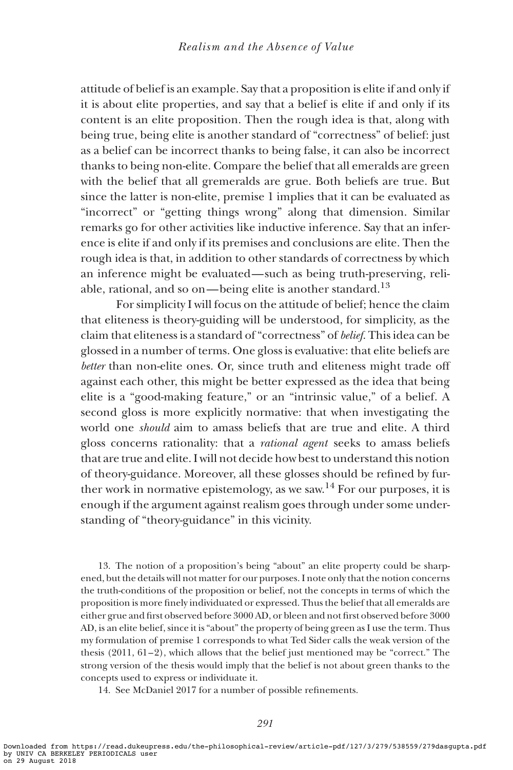attitude of belief is an example. Say that a proposition is elite if and only if it is about elite properties, and say that a belief is elite if and only if its content is an elite proposition. Then the rough idea is that, along with being true, being elite is another standard of "correctness" of belief: just as a belief can be incorrect thanks to being false, it can also be incorrect thanks to being non-elite. Compare the belief that all emeralds are green with the belief that all gremeralds are grue. Both beliefs are true. But since the latter is non-elite, premise 1 implies that it can be evaluated as "incorrect" or "getting things wrong" along that dimension. Similar remarks go for other activities like inductive inference. Say that an inference is elite if and only if its premises and conclusions are elite. Then the rough idea is that, in addition to other standards of correctness by which an inference might be evaluated—such as being truth-preserving, reliable, rational, and so on—being elite is another standard.[13]

For simplicity I will focus on the attitude of belief; hence the claim that eliteness is theory-guiding will be understood, for simplicity, as the claim that eliteness is a standard of "correctness" of *belief*. This idea can be glossed in a number of terms. One gloss is evaluative: that elite beliefs are *better* than non-elite ones. Or, since truth and eliteness might trade off against each other, this might be better expressed as the idea that being elite is a "good-making feature," or an "intrinsic value," of a belief. A second gloss is more explicitly normative: that when investigating the world one *should* aim to amass beliefs that are true and elite. A third gloss concerns rationality: that a *rational agent* seeks to amass beliefs that are true and elite. I will not decide how best to understand this notion of theory-guidance. Moreover, all these glosses should be refined by further work in normative epistemology, as we saw.[14] For our purposes, it is enough if the argument against realism goes through under some understanding of "theory-guidance" in this vicinity.

---

13. The notion of a proposition's being "about" an elite property could be sharpened, but the details will not matter for our purposes. I note only that the notion concerns the truth-conditions of the proposition or belief, not the concepts in terms of which the proposition is more finely individuated or expressed. Thus the belief that all emeralds are either grue and first observed before 3000 AD, or bleen and not first observed before 3000 AD, is an elite belief, since it is "about" the property of being green as I use the term. Thus my formulation of premise 1 corresponds to what Ted Sider calls the weak version of the thesis (2011, 61–2), which allows that the belief just mentioned may be "correct." The strong version of the thesis would imply that the belief is not about green thanks to the concepts used to express or individuate it.

14. See McDaniel 2017 for a number of possible refinements.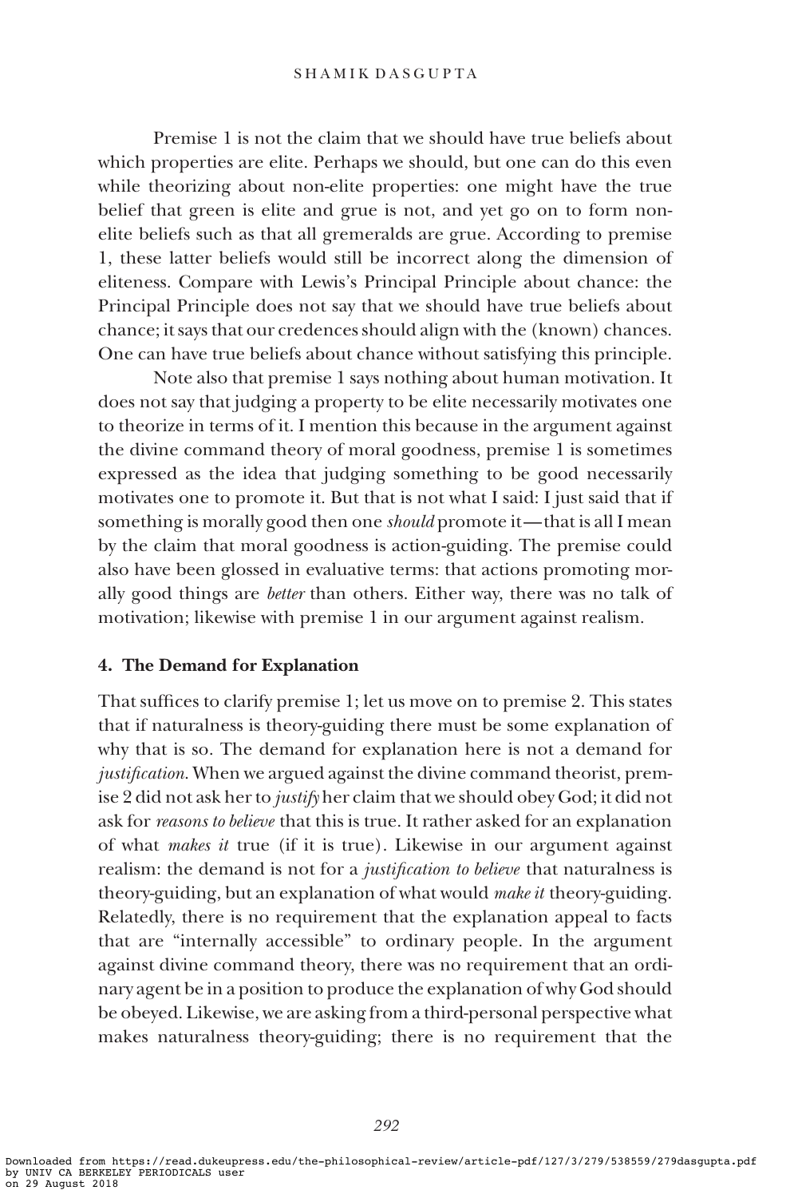Premise 1 is not the claim that we should have true beliefs about which properties are elite. Perhaps we should, but one can do this even while theorizing about non-elite properties: one might have the true belief that green is elite and grue is not, and yet go on to form non-elite beliefs such as that all gremeralds are grue. According to premise 1, these latter beliefs would still be incorrect along the dimension of eliteness. Compare with Lewis's Principal Principle about chance: the Principal Principle does not say that we should have true beliefs about chance; it says that our credences should align with the (known) chances. One can have true beliefs about chance without satisfying this principle.

Note also that premise 1 says nothing about human motivation. It does not say that judging a property to be elite necessarily motivates one to theorize in terms of it. I mention this because in the argument against the divine command theory of moral goodness, premise 1 is sometimes expressed as the idea that judging something to be good necessarily motivates one to promote it. But that is not what I said: I just said that if something is morally good then one *should* promote it—that is all I mean by the claim that moral goodness is action-guiding. The premise could also have been glossed in evaluative terms: that actions promoting morally good things are *better* than others. Either way, there was no talk of motivation; likewise with premise 1 in our argument against realism.

## 4. The Demand for Explanation

That suffices to clarify premise 1; let us move on to premise 2. This states that if naturalness is theory-guiding there must be some explanation of why that is so. The demand for explanation here is not a demand for *justification*. When we argued against the divine command theorist, premise 2 did not ask her to *justify* her claim that we should obey God; it did not ask for *reasons to believe* that this is true. It rather asked for an explanation of what *makes it* true (if it is true). Likewise in our argument against realism: the demand is not for a *justification to believe* that naturalness is theory-guiding, but an explanation of what would *make it* theory-guiding. Relatedly, there is no requirement that the explanation appeal to facts that are "internally accessible" to ordinary people. In the argument against divine command theory, there was no requirement that an ordinary agent be in a position to produce the explanation of why God should be obeyed. Likewise, we are asking from a third-personal perspective what makes naturalness theory-guiding; there is no requirement that the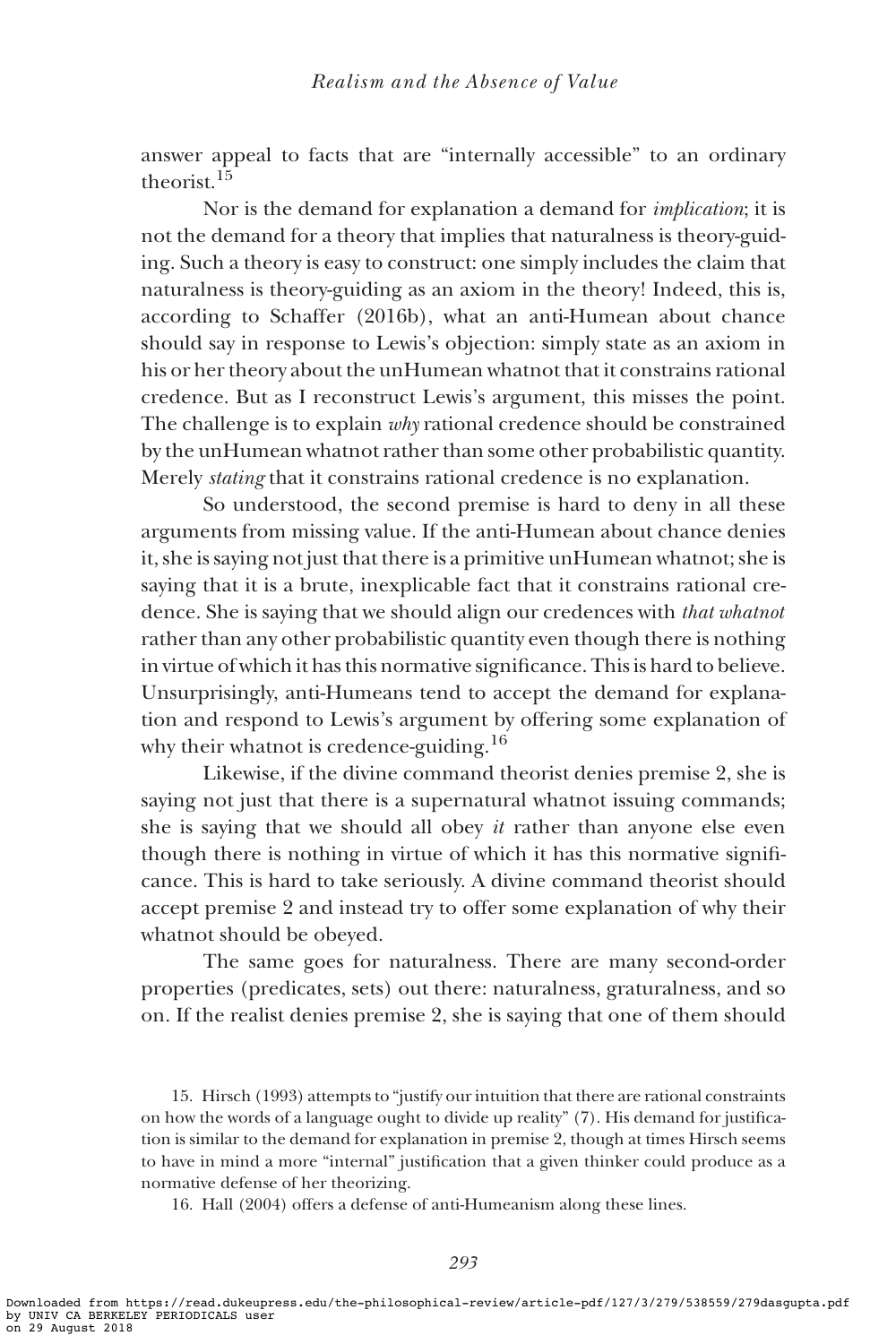answer appeal to facts that are "internally accessible" to an ordinary theorist.[15]

Nor is the demand for explanation a demand for *implication*; it is not the demand for a theory that implies that naturalness is theory-guiding. Such a theory is easy to construct: one simply includes the claim that naturalness is theory-guiding as an axiom in the theory! Indeed, this is, according to Schaffer (2016b), what an anti-Humean about chance should say in response to Lewis's objection: simply state as an axiom in his or her theory about the unHumean whatnot that it constrains rational credence. But as I reconstruct Lewis's argument, this misses the point. The challenge is to explain *why* rational credence should be constrained by the unHumean whatnot rather than some other probabilistic quantity. Merely *stating* that it constrains rational credence is no explanation.

So understood, the second premise is hard to deny in all these arguments from missing value. If the anti-Humean about chance denies it, she is saying not just that there is a primitive unHumean whatnot; she is saying that it is a brute, inexplicable fact that it constrains rational credence. She is saying that we should align our credences with *that whatnot* rather than any other probabilistic quantity even though there is nothing in virtue of which it has this normative significance. This is hard to believe. Unsurprisingly, anti-Humeans tend to accept the demand for explanation and respond to Lewis's argument by offering some explanation of why their whatnot is credence-guiding.[16]

Likewise, if the divine command theorist denies premise 2, she is saying not just that there is a supernatural whatnot issuing commands; she is saying that we should all obey *it* rather than anyone else even though there is nothing in virtue of which it has this normative significance. This is hard to take seriously. A divine command theorist should accept premise 2 and instead try to offer some explanation of why their whatnot should be obeyed.

The same goes for naturalness. There are many second-order properties (predicates, sets) out there: naturalness, graturalness, and so on. If the realist denies premise 2, she is saying that one of them should

15. Hirsch (1993) attempts to "justify our intuition that there are rational constraints on how the words of a language ought to divide up reality" (7). His demand for justification is similar to the demand for explanation in premise 2, though at times Hirsch seems to have in mind a more "internal" justification that a given thinker could produce as a normative defense of her theorizing.

16. Hall (2004) offers a defense of anti-Humeanism along these lines.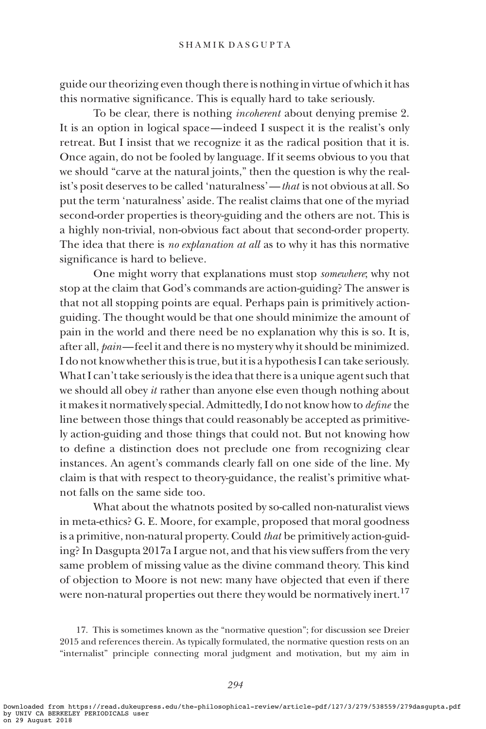guide our theorizing even though there is nothing in virtue of which it has this normative significance. This is equally hard to take seriously.

To be clear, there is nothing *incoherent* about denying premise 2. It is an option in logical space—indeed I suspect it is the realist's only retreat. But I insist that we recognize it as the radical position that it is. Once again, do not be fooled by language. If it seems obvious to you that we should "carve at the natural joints," then the question is why the realist's posit deserves to be called 'naturalness'—*that* is not obvious at all. So put the term 'naturalness' aside. The realist claims that one of the myriad second-order properties is theory-guiding and the others are not. This is a highly non-trivial, non-obvious fact about that second-order property. The idea that there is *no explanation at all* as to why it has this normative significance is hard to believe.

One might worry that explanations must stop *somewhere*; why not stop at the claim that God's commands are action-guiding? The answer is that not all stopping points are equal. Perhaps pain is primitively action-guiding. The thought would be that one should minimize the amount of pain in the world and there need be no explanation why this is so. It is, after all, *pain*—feel it and there is no mystery why it should be minimized. I do not know whether this is true, but it is a hypothesis I can take seriously. What I can't take seriously is the idea that there is a unique agent such that we should all obey *it* rather than anyone else even though nothing about it makes it normatively special. Admittedly, I do not know how to *define* the line between those things that could reasonably be accepted as primitively action-guiding and those things that could not. But not knowing how to define a distinction does not preclude one from recognizing clear instances. An agent's commands clearly fall on one side of the line. My claim is that with respect to theory-guidance, the realist's primitive whatnot falls on the same side too.

What about the whatnots posited by so-called non-naturalist views in meta-ethics? G. E. Moore, for example, proposed that moral goodness is a primitive, non-natural property. Could *that* be primitively action-guiding? In Dasgupta 2017a I argue not, and that his view suffers from the very same problem of missing value as the divine command theory. This kind of objection to Moore is not new: many have objected that even if there were non-natural properties out there they would be normatively inert.[17]

17. This is sometimes known as the "normative question"; for discussion see Dreier 2015 and references therein. As typically formulated, the normative question rests on an "internalist" principle connecting moral judgment and motivation, but my aim in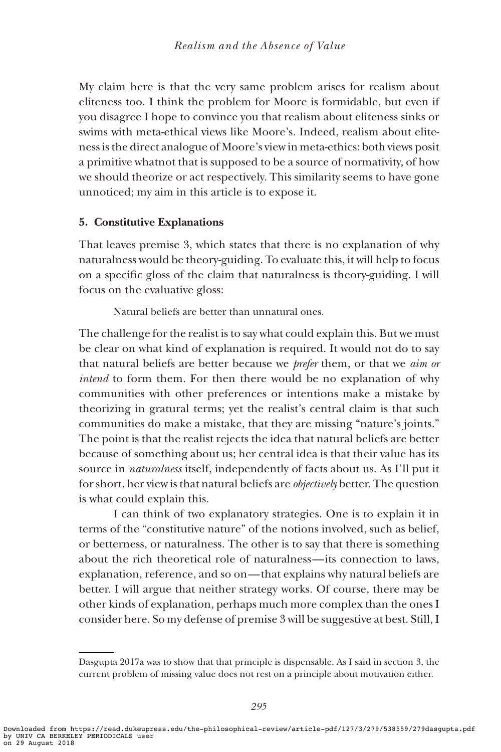My claim here is that the very same problem arises for realism about eliteness too. I think the problem for Moore is formidable, but even if you disagree I hope to convince you that realism about eliteness sinks or swims with meta-ethical views like Moore's. Indeed, realism about eliteness is the direct analogue of Moore's view in meta-ethics: both views posit a primitive whatnot that is supposed to be a source of normativity, of how we should theorize or act respectively. This similarity seems to have gone unnoticed; my aim in this article is to expose it.

## 5. Constitutive Explanations

That leaves premise 3, which states that there is no explanation of why naturalness would be theory-guiding. To evaluate this, it will help to focus on a specific gloss of the claim that naturalness is theory-guiding. I will focus on the evaluative gloss:

> Natural beliefs are better than unnatural ones.

The challenge for the realist is to say what could explain this. But we must be clear on what kind of explanation is required. It would not do to say that natural beliefs are better because we *prefer* them, or that we *aim or intend* to form them. For then there would be no explanation of why communities with other preferences or intentions make a mistake by theorizing in gratural terms; yet the realist's central claim is that such communities do make a mistake, that they are missing "nature's joints." The point is that the realist rejects the idea that natural beliefs are better because of something about us; her central idea is that their value has its source in *naturalness* itself, independently of facts about us. As I'll put it for short, her view is that natural beliefs are *objectively* better. The question is what could explain this.

I can think of two explanatory strategies. One is to explain it in terms of the "constitutive nature" of the notions involved, such as belief, or betterness, or naturalness. The other is to say that there is something about the rich theoretical role of naturalness—its connection to laws, explanation, reference, and so on—that explains why natural beliefs are better. I will argue that neither strategy works. Of course, there may be other kinds of explanation, perhaps much more complex than the ones I consider here. So my defense of premise 3 will be suggestive at best. Still, I

---

Dasgupta 2017a was to show that that principle is dispensable. As I said in section 3, the current problem of missing value does not rest on a principle about motivation either.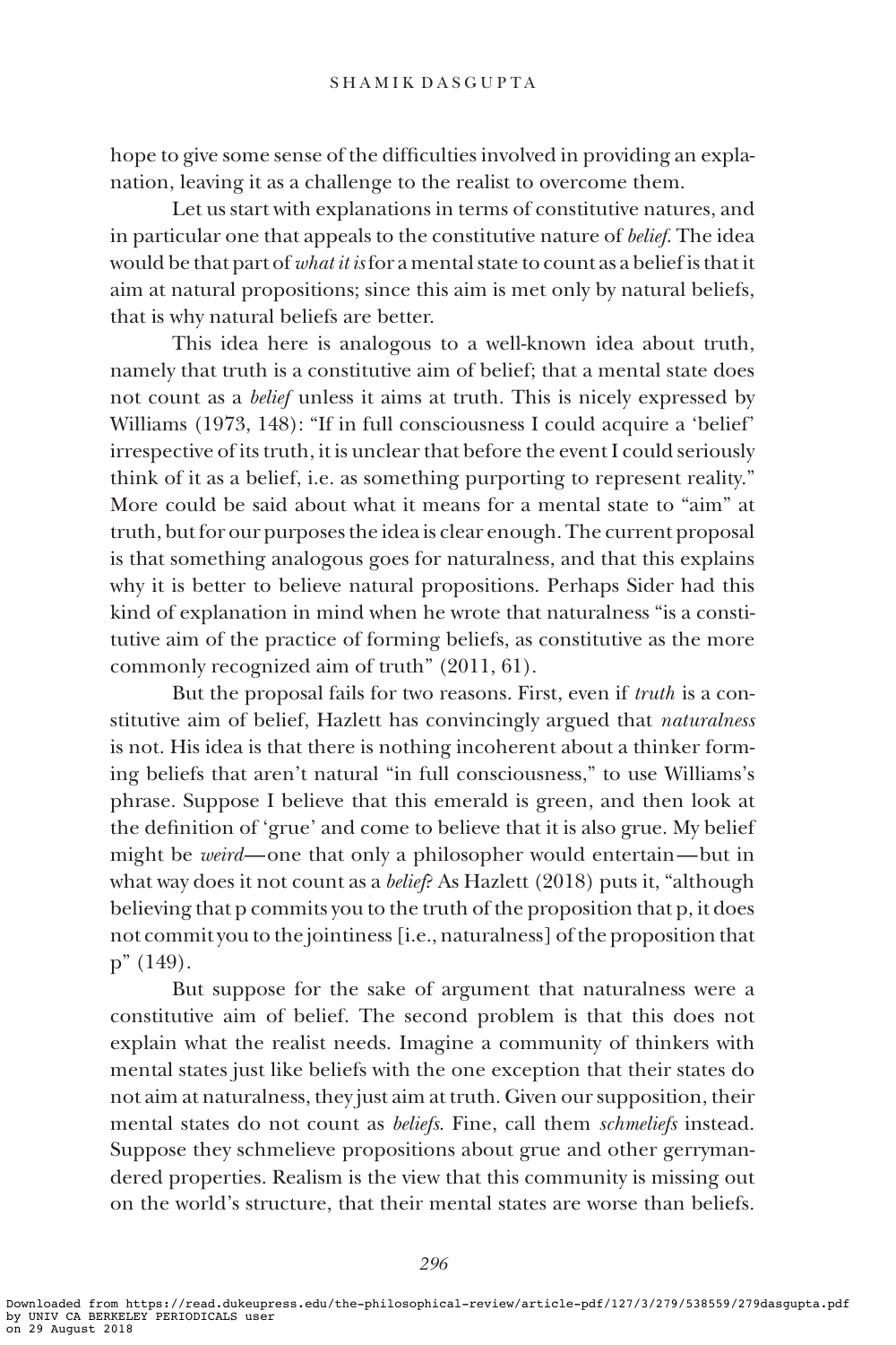hope to give some sense of the difficulties involved in providing an explanation, leaving it as a challenge to the realist to overcome them.

Let us start with explanations in terms of constitutive natures, and in particular one that appeals to the constitutive nature of *belief*. The idea would be that part of *what it is* for a mental state to count as a belief is that it aim at natural propositions; since this aim is met only by natural beliefs, that is why natural beliefs are better.

This idea here is analogous to a well-known idea about truth, namely that truth is a constitutive aim of belief; that a mental state does not count as a *belief* unless it aims at truth. This is nicely expressed by Williams (1973, 148): "If in full consciousness I could acquire a 'belief' irrespective of its truth, it is unclear that before the event I could seriously think of it as a belief, i.e. as something purporting to represent reality." More could be said about what it means for a mental state to "aim" at truth, but for our purposes the idea is clear enough. The current proposal is that something analogous goes for naturalness, and that this explains why it is better to believe natural propositions. Perhaps Sider had this kind of explanation in mind when he wrote that naturalness "is a constitutive aim of the practice of forming beliefs, as constitutive as the more commonly recognized aim of truth" (2011, 61).

But the proposal fails for two reasons. First, even if *truth* is a constitutive aim of belief, Hazlett has convincingly argued that *naturalness* is not. His idea is that there is nothing incoherent about a thinker forming beliefs that aren't natural "in full consciousness," to use Williams's phrase. Suppose I believe that this emerald is green, and then look at the definition of 'grue' and come to believe that it is also grue. My belief might be *weird*—one that only a philosopher would entertain—but in what way does it not count as a *belief*? As Hazlett (2018) puts it, "although believing that p commits you to the truth of the proposition that p, it does not commit you to the jointiness [i.e., naturalness] of the proposition that p" (149).

But suppose for the sake of argument that naturalness were a constitutive aim of belief. The second problem is that this does not explain what the realist needs. Imagine a community of thinkers with mental states just like beliefs with the one exception that their states do not aim at naturalness, they just aim at truth. Given our supposition, their mental states do not count as *beliefs*. Fine, call them *schmeliefs* instead. Suppose they schmelieve propositions about grue and other gerrymandered properties. Realism is the view that this community is missing out on the world's structure, that their mental states are worse than beliefs.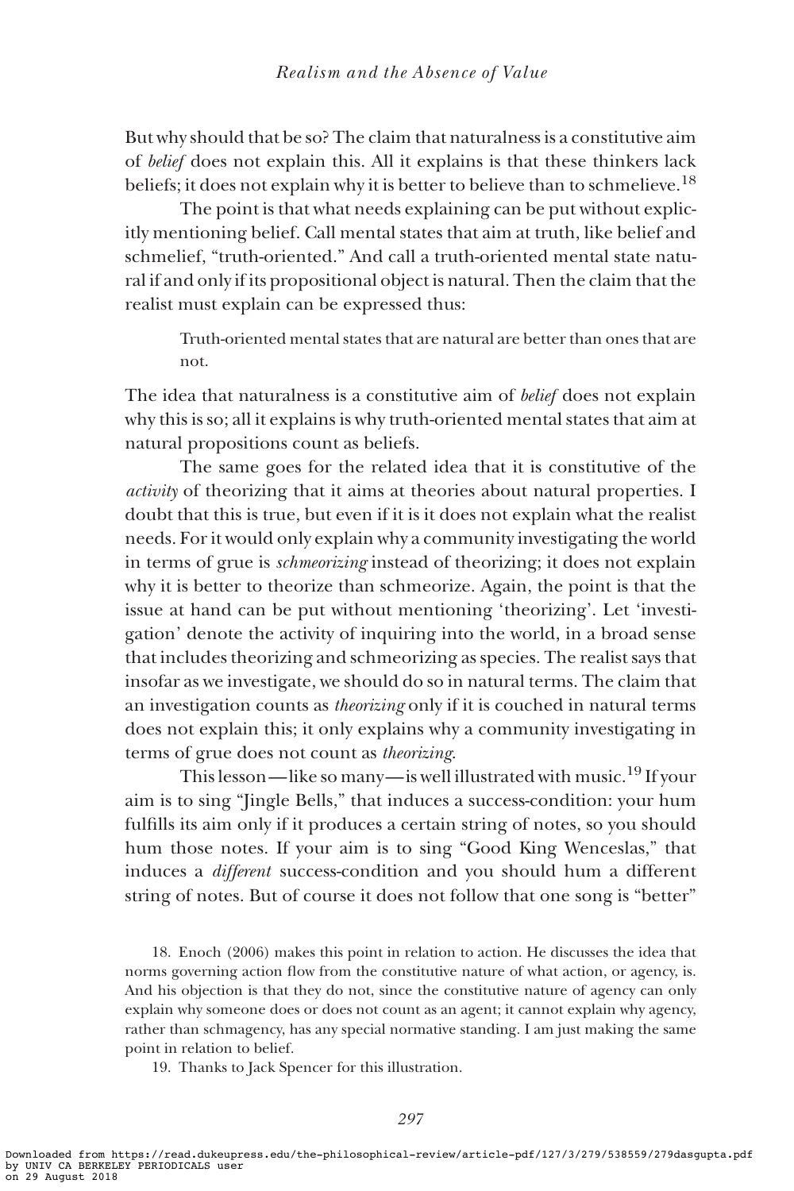But why should that be so? The claim that naturalness is a constitutive aim of *belief* does not explain this. All it explains is that these thinkers lack beliefs; it does not explain why it is better to believe than to schmelieve.[18]

The point is that what needs explaining can be put without explicitly mentioning belief. Call mental states that aim at truth, like belief and schmelief, "truth-oriented." And call a truth-oriented mental state natural if and only if its propositional object is natural. Then the claim that the realist must explain can be expressed thus:

> Truth-oriented mental states that are natural are better than ones that are not.

The idea that naturalness is a constitutive aim of *belief* does not explain why this is so; all it explains is why truth-oriented mental states that aim at natural propositions count as beliefs.

The same goes for the related idea that it is constitutive of the *activity* of theorizing that it aims at theories about natural properties. I doubt that this is true, but even if it is it does not explain what the realist needs. For it would only explain why a community investigating the world in terms of grue is *schmeorizing* instead of theorizing; it does not explain why it is better to theorize than schmeorize. Again, the point is that the issue at hand can be put without mentioning 'theorizing'. Let 'investigation' denote the activity of inquiring into the world, in a broad sense that includes theorizing and schmeorizing as species. The realist says that insofar as we investigate, we should do so in natural terms. The claim that an investigation counts as *theorizing* only if it is couched in natural terms does not explain this; it only explains why a community investigating in terms of grue does not count as *theorizing*.

This lesson—like so many—is well illustrated with music.[19] If your aim is to sing "Jingle Bells," that induces a success-condition: your hum fulfills its aim only if it produces a certain string of notes, so you should hum those notes. If your aim is to sing "Good King Wenceslas," that induces a *different* success-condition and you should hum a different string of notes. But of course it does not follow that one song is "better"

18. Enoch (2006) makes this point in relation to action. He discusses the idea that norms governing action flow from the constitutive nature of what action, or agency, is. And his objection is that they do not, since the constitutive nature of agency can only explain why someone does or does not count as an agent; it cannot explain why agency, rather than schmagency, has any special normative standing. I am just making the same point in relation to belief.

19. Thanks to Jack Spencer for this illustration.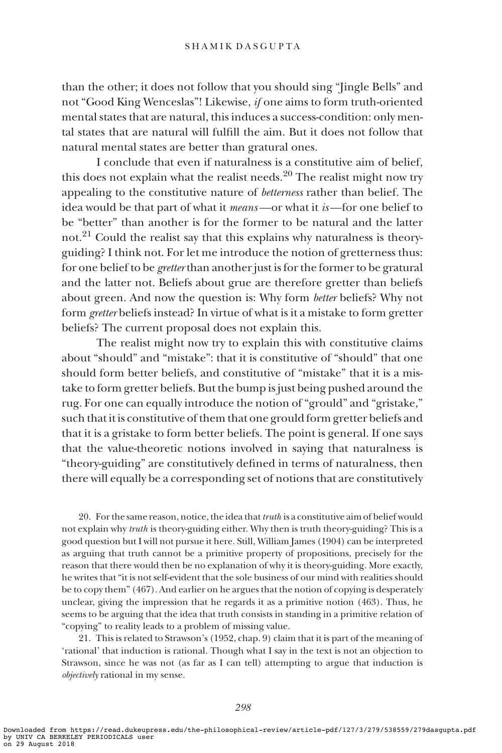than the other; it does not follow that you should sing "Jingle Bells" and not "Good King Wenceslas"! Likewise, *if* one aims to form truth-oriented mental states that are natural, this induces a success-condition: only mental states that are natural will fulfill the aim. But it does not follow that natural mental states are better than gratural ones.

I conclude that even if naturalness is a constitutive aim of belief, this does not explain what the realist needs.[20] The realist might now try appealing to the constitutive nature of *betterness* rather than belief. The idea would be that part of what it *means*—or what it *is*—for one belief to be "better" than another is for the former to be natural and the latter not.[21] Could the realist say that this explains why naturalness is theory-guiding? I think not. For let me introduce the notion of gretterness thus: for one belief to be *gretter* than another just is for the former to be gratural and the latter not. Beliefs about grue are therefore gretter than beliefs about green. And now the question is: Why form *better* beliefs? Why not form *gretter* beliefs instead? In virtue of what is it a mistake to form gretter beliefs? The current proposal does not explain this.

The realist might now try to explain this with constitutive claims about "should" and "mistake": that it is constitutive of "should" that one should form better beliefs, and constitutive of "mistake" that it is a mistake to form gretter beliefs. But the bump is just being pushed around the rug. For one can equally introduce the notion of "grould" and "gristake," such that it is constitutive of them that one grould form gretter beliefs and that it is a gristake to form better beliefs. The point is general. If one says that the value-theoretic notions involved in saying that naturalness is "theory-guiding" are constitutively defined in terms of naturalness, then there will equally be a corresponding set of notions that are constitutively

20. For the same reason, notice, the idea that *truth* is a constitutive aim of belief would not explain why *truth* is theory-guiding either. Why then is truth theory-guiding? This is a good question but I will not pursue it here. Still, William James (1904) can be interpreted as arguing that truth cannot be a primitive property of propositions, precisely for the reason that there would then be no explanation of why it is theory-guiding. More exactly, he writes that "it is not self-evident that the sole business of our mind with realities should be to copy them" (467). And earlier on he argues that the notion of copying is desperately unclear, giving the impression that he regards it as a primitive notion (463). Thus, he seems to be arguing that the idea that truth consists in standing in a primitive relation of "copying" to reality leads to a problem of missing value.

21. This is related to Strawson's (1952, chap. 9) claim that it is part of the meaning of 'rational' that induction is rational. Though what I say in the text is not an objection to Strawson, since he was not (as far as I can tell) attempting to argue that induction is *objectively* rational in my sense.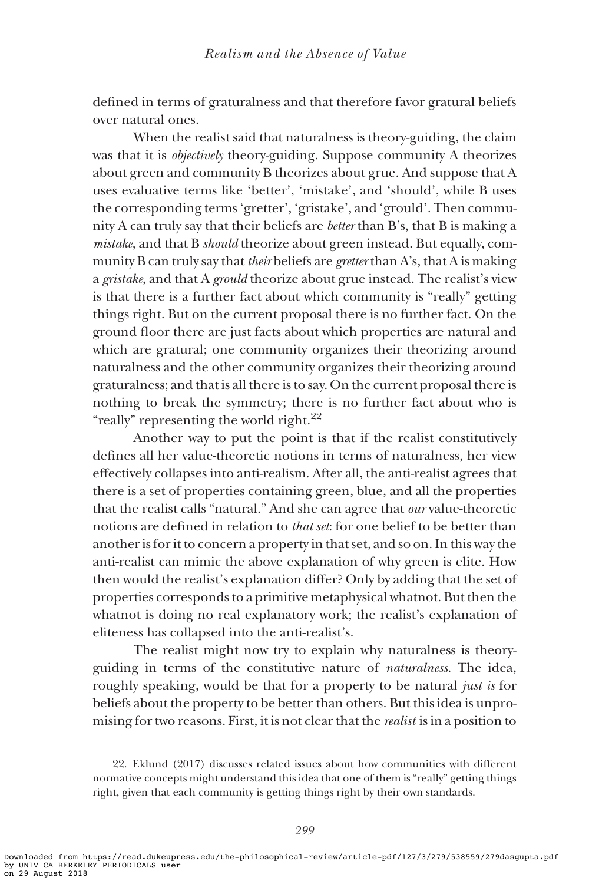defined in terms of graturalness and that therefore favor gratural beliefs over natural ones.

When the realist said that naturalness is theory-guiding, the claim was that it is *objectively* theory-guiding. Suppose community A theorizes about green and community B theorizes about grue. And suppose that A uses evaluative terms like 'better', 'mistake', and 'should', while B uses the corresponding terms 'gretter', 'gristake', and 'grould'. Then community A can truly say that their beliefs are *better* than B's, that B is making a *mistake*, and that B *should* theorize about green instead. But equally, community B can truly say that *their* beliefs are *gretter* than A's, that A is making a *gristake*, and that A *grould* theorize about grue instead. The realist's view is that there is a further fact about which community is "really" getting things right. But on the current proposal there is no further fact. On the ground floor there are just facts about which properties are natural and which are gratural; one community organizes their theorizing around naturalness and the other community organizes their theorizing around graturalness; and that is all there is to say. On the current proposal there is nothing to break the symmetry; there is no further fact about who is "really" representing the world right.[22]

Another way to put the point is that if the realist constitutively defines all her value-theoretic notions in terms of naturalness, her view effectively collapses into anti-realism. After all, the anti-realist agrees that there is a set of properties containing green, blue, and all the properties that the realist calls "natural." And she can agree that *our* value-theoretic notions are defined in relation to *that set*: for one belief to be better than another is for it to concern a property in that set, and so on. In this way the anti-realist can mimic the above explanation of why green is elite. How then would the realist's explanation differ? Only by adding that the set of properties corresponds to a primitive metaphysical whatnot. But then the whatnot is doing no real explanatory work; the realist's explanation of eliteness has collapsed into the anti-realist's.

The realist might now try to explain why naturalness is theory-guiding in terms of the constitutive nature of *naturalness*. The idea, roughly speaking, would be that for a property to be natural *just is* for beliefs about the property to be better than others. But this idea is unpromising for two reasons. First, it is not clear that the *realist* is in a position to

22. Eklund (2017) discusses related issues about how communities with different normative concepts might understand this idea that one of them is "really" getting things right, given that each community is getting things right by their own standards.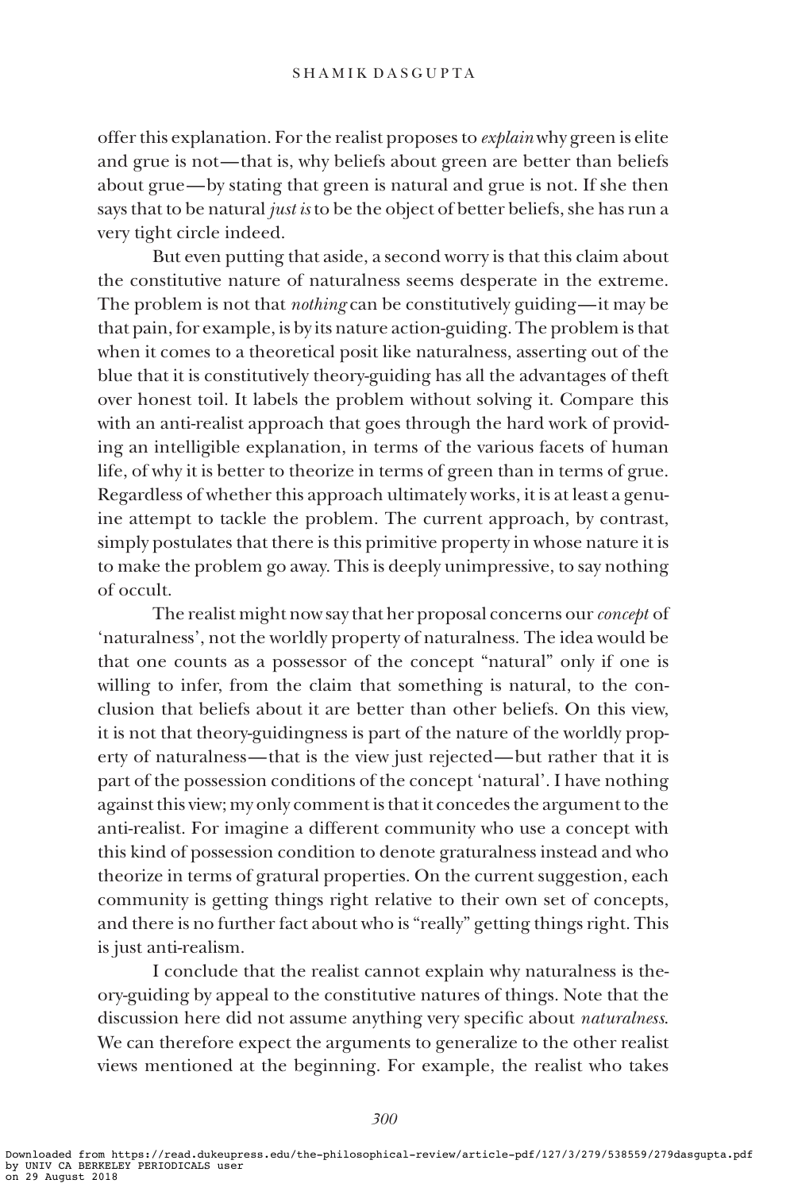offer this explanation. For the realist proposes to *explain* why green is elite and grue is not—that is, why beliefs about green are better than beliefs about grue—by stating that green is natural and grue is not. If she then says that to be natural *just is* to be the object of better beliefs, she has run a very tight circle indeed.

But even putting that aside, a second worry is that this claim about the constitutive nature of naturalness seems desperate in the extreme. The problem is not that *nothing* can be constitutively guiding—it may be that pain, for example, is by its nature action-guiding. The problem is that when it comes to a theoretical posit like naturalness, asserting out of the blue that it is constitutively theory-guiding has all the advantages of theft over honest toil. It labels the problem without solving it. Compare this with an anti-realist approach that goes through the hard work of providing an intelligible explanation, in terms of the various facets of human life, of why it is better to theorize in terms of green than in terms of grue. Regardless of whether this approach ultimately works, it is at least a genuine attempt to tackle the problem. The current approach, by contrast, simply postulates that there is this primitive property in whose nature it is to make the problem go away. This is deeply unimpressive, to say nothing of occult.

The realist might now say that her proposal concerns our *concept* of 'naturalness', not the worldly property of naturalness. The idea would be that one counts as a possessor of the concept "natural" only if one is willing to infer, from the claim that something is natural, to the conclusion that beliefs about it are better than other beliefs. On this view, it is not that theory-guidingness is part of the nature of the worldly property of naturalness—that is the view just rejected—but rather that it is part of the possession conditions of the concept 'natural'. I have nothing against this view; my only comment is that it concedes the argument to the anti-realist. For imagine a different community who use a concept with this kind of possession condition to denote graturalness instead and who theorize in terms of gratural properties. On the current suggestion, each community is getting things right relative to their own set of concepts, and there is no further fact about who is "really" getting things right. This is just anti-realism.

I conclude that the realist cannot explain why naturalness is theory-guiding by appeal to the constitutive natures of things. Note that the discussion here did not assume anything very specific about *naturalness*. We can therefore expect the arguments to generalize to the other realist views mentioned at the beginning. For example, the realist who takes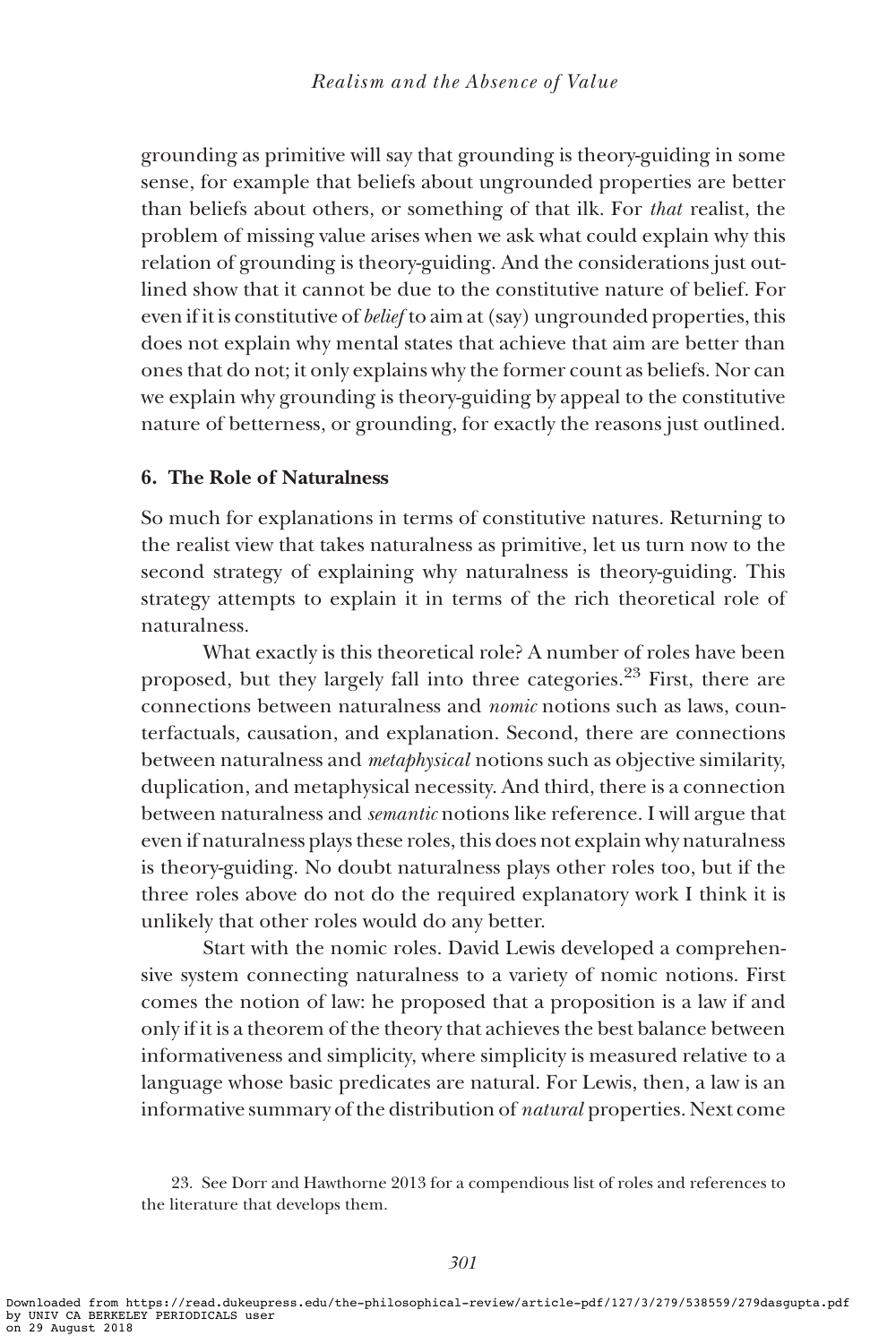grounding as primitive will say that grounding is theory-guiding in some sense, for example that beliefs about ungrounded properties are better than beliefs about others, or something of that ilk. For *that* realist, the problem of missing value arises when we ask what could explain why this relation of grounding is theory-guiding. And the considerations just outlined show that it cannot be due to the constitutive nature of belief. For even if it is constitutive of *belief* to aim at (say) ungrounded properties, this does not explain why mental states that achieve that aim are better than ones that do not; it only explains why the former count as beliefs. Nor can we explain why grounding is theory-guiding by appeal to the constitutive nature of betterness, or grounding, for exactly the reasons just outlined.

## 6. The Role of Naturalness

So much for explanations in terms of constitutive natures. Returning to the realist view that takes naturalness as primitive, let us turn now to the second strategy of explaining why naturalness is theory-guiding. This strategy attempts to explain it in terms of the rich theoretical role of naturalness.

What exactly is this theoretical role? A number of roles have been proposed, but they largely fall into three categories.[23] First, there are connections between naturalness and *nomic* notions such as laws, counterfactuals, causation, and explanation. Second, there are connections between naturalness and *metaphysical* notions such as objective similarity, duplication, and metaphysical necessity. And third, there is a connection between naturalness and *semantic* notions like reference. I will argue that even if naturalness plays these roles, this does not explain why naturalness is theory-guiding. No doubt naturalness plays other roles too, but if the three roles above do not do the required explanatory work I think it is unlikely that other roles would do any better.

Start with the nomic roles. David Lewis developed a comprehensive system connecting naturalness to a variety of nomic notions. First comes the notion of law: he proposed that a proposition is a law if and only if it is a theorem of the theory that achieves the best balance between informativeness and simplicity, where simplicity is measured relative to a language whose basic predicates are natural. For Lewis, then, a law is an informative summary of the distribution of *natural* properties. Next come

23. See Dorr and Hawthorne 2013 for a compendious list of roles and references to the literature that develops them.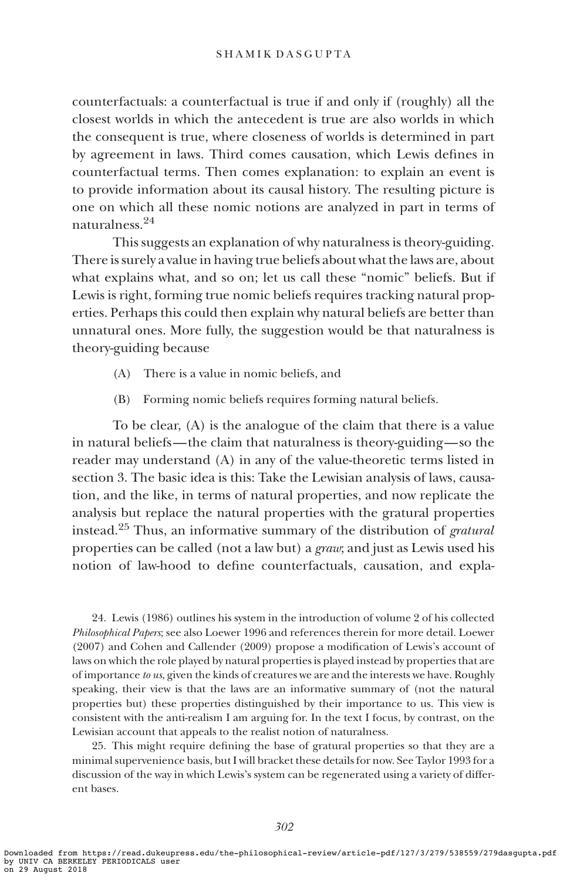counterfactuals: a counterfactual is true if and only if (roughly) all the closest worlds in which the antecedent is true are also worlds in which the consequent is true, where closeness of worlds is determined in part by agreement in laws. Third comes causation, which Lewis defines in counterfactual terms. Then comes explanation: to explain an event is to provide information about its causal history. The resulting picture is one on which all these nomic notions are analyzed in part in terms of naturalness.[24]

This suggests an explanation of why naturalness is theory-guiding. There is surely a value in having true beliefs about what the laws are, about what explains what, and so on; let us call these "nomic" beliefs. But if Lewis is right, forming true nomic beliefs requires tracking natural properties. Perhaps this could then explain why natural beliefs are better than unnatural ones. More fully, the suggestion would be that naturalness is theory-guiding because

(A) There is a value in nomic beliefs, and

(B) Forming nomic beliefs requires forming natural beliefs.

To be clear, (A) is the analogue of the claim that there is a value in natural beliefs—the claim that naturalness is theory-guiding—so the reader may understand (A) in any of the value-theoretic terms listed in section 3. The basic idea is this: Take the Lewisian analysis of laws, causation, and the like, in terms of natural properties, and now replicate the analysis but replace the natural properties with the gratural properties instead.[25] Thus, an informative summary of the distribution of *gratural* properties can be called (not a law but) a *graw*; and just as Lewis used his notion of law-hood to define counterfactuals, causation, and expla-

24. Lewis (1986) outlines his system in the introduction of volume 2 of his collected *Philosophical Papers*; see also Loewer 1996 and references therein for more detail. Loewer (2007) and Cohen and Callender (2009) propose a modification of Lewis's account of laws on which the role played by natural properties is played instead by properties that are of importance *to us*, given the kinds of creatures we are and the interests we have. Roughly speaking, their view is that the laws are an informative summary of (not the natural properties but) these properties distinguished by their importance to us. This view is consistent with the anti-realism I am arguing for. In the text I focus, by contrast, on the Lewisian account that appeals to the realist notion of naturalness.

25. This might require defining the base of gratural properties so that they are a minimal supervenience basis, but I will bracket these details for now. See Taylor 1993 for a discussion of the way in which Lewis's system can be regenerated using a variety of different bases.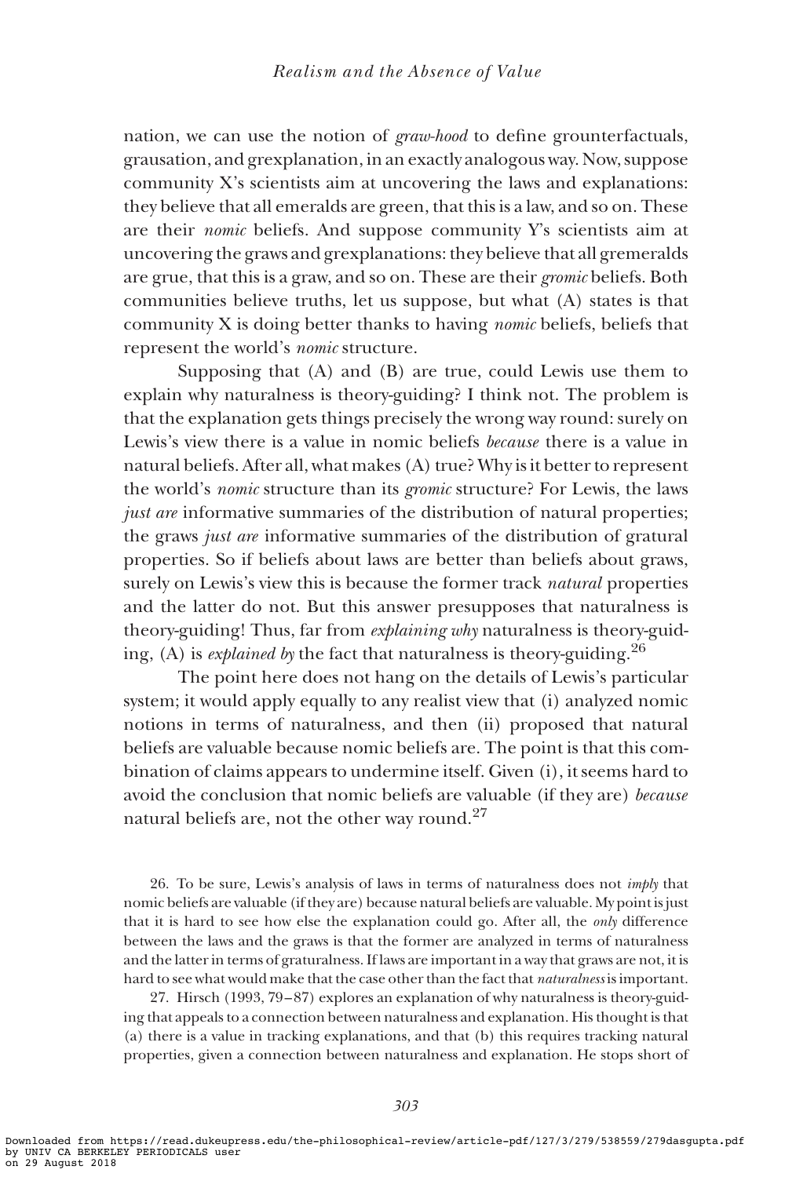nation, we can use the notion of *graw-hood* to define grounterfactuals, grausation, and grexplanation, in an exactly analogous way. Now, suppose community X's scientists aim at uncovering the laws and explanations: they believe that all emeralds are green, that this is a law, and so on. These are their *nomic* beliefs. And suppose community Y's scientists aim at uncovering the graws and grexplanations: they believe that all gremeralds are grue, that this is a graw, and so on. These are their *gromic* beliefs. Both communities believe truths, let us suppose, but what (A) states is that community X is doing better thanks to having *nomic* beliefs, beliefs that represent the world's *nomic* structure.

Supposing that (A) and (B) are true, could Lewis use them to explain why naturalness is theory-guiding? I think not. The problem is that the explanation gets things precisely the wrong way round: surely on Lewis's view there is a value in nomic beliefs *because* there is a value in natural beliefs. After all, what makes (A) true? Why is it better to represent the world's *nomic* structure than its *gromic* structure? For Lewis, the laws *just are* informative summaries of the distribution of natural properties; the graws *just are* informative summaries of the distribution of gratural properties. So if beliefs about laws are better than beliefs about graws, surely on Lewis's view this is because the former track *natural* properties and the latter do not. But this answer presupposes that naturalness is theory-guiding! Thus, far from *explaining why* naturalness is theory-guiding, (A) is *explained by* the fact that naturalness is theory-guiding.[26]

The point here does not hang on the details of Lewis's particular system; it would apply equally to any realist view that (i) analyzed nomic notions in terms of naturalness, and then (ii) proposed that natural beliefs are valuable because nomic beliefs are. The point is that this combination of claims appears to undermine itself. Given (i), it seems hard to avoid the conclusion that nomic beliefs are valuable (if they are) *because* natural beliefs are, not the other way round.[27]

26. To be sure, Lewis's analysis of laws in terms of naturalness does not *imply* that nomic beliefs are valuable (if they are) because natural beliefs are valuable. My point is just that it is hard to see how else the explanation could go. After all, the *only* difference between the laws and the graws is that the former are analyzed in terms of naturalness and the latter in terms of graturalness. If laws are important in a way that graws are not, it is hard to see what would make that the case other than the fact that *naturalness* is important.

27. Hirsch (1993, 79–87) explores an explanation of why naturalness is theory-guiding that appeals to a connection between naturalness and explanation. His thought is that (a) there is a value in tracking explanations, and that (b) this requires tracking natural properties, given a connection between naturalness and explanation. He stops short of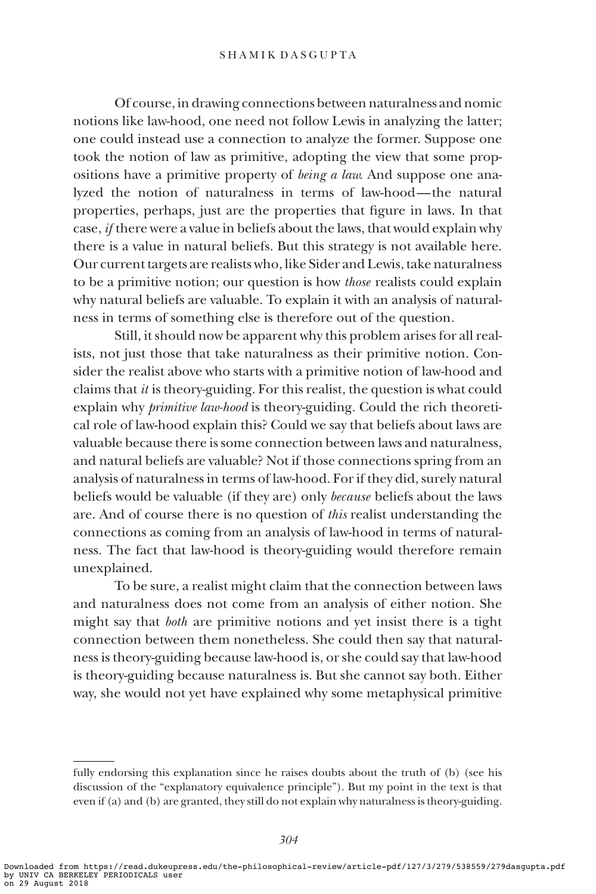Of course, in drawing connections between naturalness and nomic notions like law-hood, one need not follow Lewis in analyzing the latter; one could instead use a connection to analyze the former. Suppose one took the notion of law as primitive, adopting the view that some propositions have a primitive property of *being a law*. And suppose one analyzed the notion of naturalness in terms of law-hood—the natural properties, perhaps, just are the properties that figure in laws. In that case, *if* there were a value in beliefs about the laws, that would explain why there is a value in natural beliefs. But this strategy is not available here. Our current targets are realists who, like Sider and Lewis, take naturalness to be a primitive notion; our question is how *those* realists could explain why natural beliefs are valuable. To explain it with an analysis of naturalness in terms of something else is therefore out of the question.

Still, it should now be apparent why this problem arises for all realists, not just those that take naturalness as their primitive notion. Consider the realist above who starts with a primitive notion of law-hood and claims that *it* is theory-guiding. For this realist, the question is what could explain why *primitive law-hood* is theory-guiding. Could the rich theoretical role of law-hood explain this? Could we say that beliefs about laws are valuable because there is some connection between laws and naturalness, and natural beliefs are valuable? Not if those connections spring from an analysis of naturalness in terms of law-hood. For if they did, surely natural beliefs would be valuable (if they are) only *because* beliefs about the laws are. And of course there is no question of *this* realist understanding the connections as coming from an analysis of law-hood in terms of naturalness. The fact that law-hood is theory-guiding would therefore remain unexplained.

To be sure, a realist might claim that the connection between laws and naturalness does not come from an analysis of either notion. She might say that *both* are primitive notions and yet insist there is a tight connection between them nonetheless. She could then say that naturalness is theory-guiding because law-hood is, or she could say that law-hood is theory-guiding because naturalness is. But she cannot say both. Either way, she would not yet have explained why some metaphysical primitive

---

fully endorsing this explanation since he raises doubts about the truth of (b) (see his discussion of the "explanatory equivalence principle"). But my point in the text is that even if (a) and (b) are granted, they still do not explain why naturalness is theory-guiding.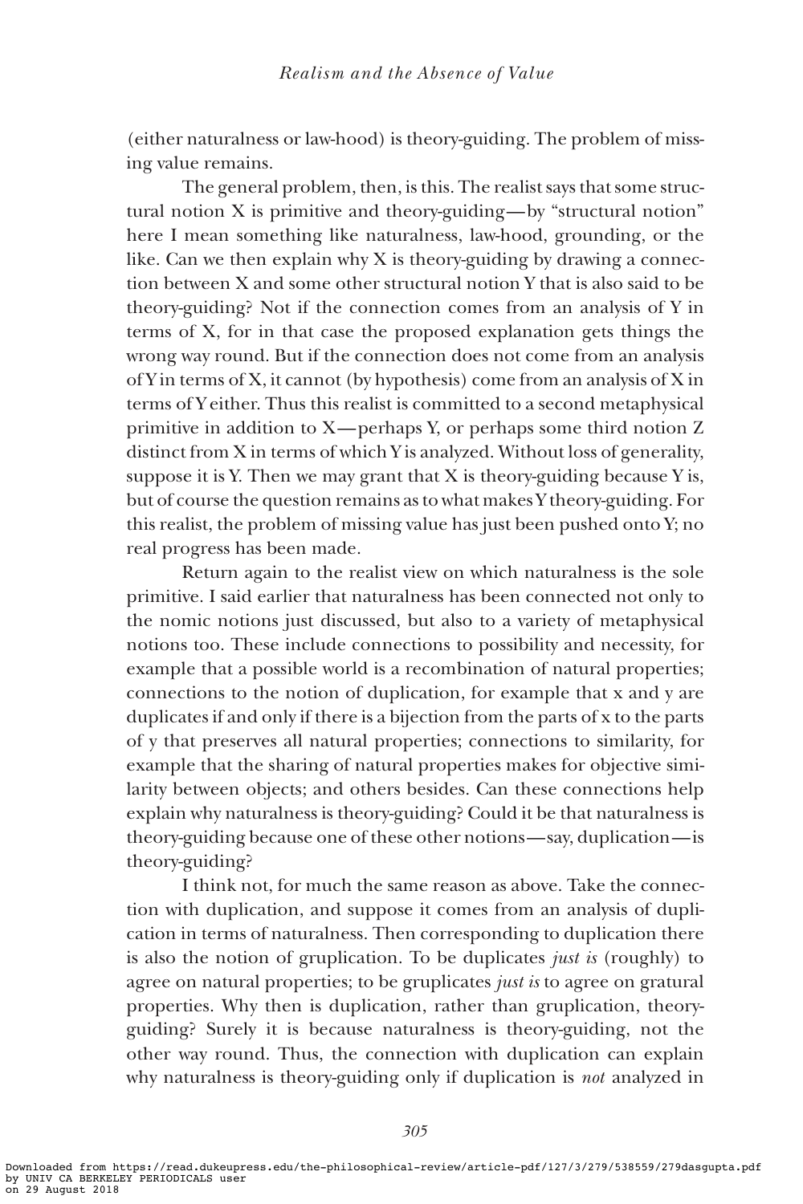(either naturalness or law-hood) is theory-guiding. The problem of missing value remains.

The general problem, then, is this. The realist says that some structural notion X is primitive and theory-guiding—by "structural notion" here I mean something like naturalness, law-hood, grounding, or the like. Can we then explain why X is theory-guiding by drawing a connection between X and some other structural notion Y that is also said to be theory-guiding? Not if the connection comes from an analysis of Y in terms of X, for in that case the proposed explanation gets things the wrong way round. But if the connection does not come from an analysis of Y in terms of X, it cannot (by hypothesis) come from an analysis of X in terms of Y either. Thus this realist is committed to a second metaphysical primitive in addition to X—perhaps Y, or perhaps some third notion Z distinct from X in terms of which Y is analyzed. Without loss of generality, suppose it is Y. Then we may grant that X is theory-guiding because Y is, but of course the question remains as to what makes Y theory-guiding. For this realist, the problem of missing value has just been pushed onto Y; no real progress has been made.

Return again to the realist view on which naturalness is the sole primitive. I said earlier that naturalness has been connected not only to the nomic notions just discussed, but also to a variety of metaphysical notions too. These include connections to possibility and necessity, for example that a possible world is a recombination of natural properties; connections to the notion of duplication, for example that x and y are duplicates if and only if there is a bijection from the parts of x to the parts of y that preserves all natural properties; connections to similarity, for example that the sharing of natural properties makes for objective similarity between objects; and others besides. Can these connections help explain why naturalness is theory-guiding? Could it be that naturalness is theory-guiding because one of these other notions—say, duplication—is theory-guiding?

I think not, for much the same reason as above. Take the connection with duplication, and suppose it comes from an analysis of duplication in terms of naturalness. Then corresponding to duplication there is also the notion of gruplication. To be duplicates *just is* (roughly) to agree on natural properties; to be gruplicates *just is* to agree on gratural properties. Why then is duplication, rather than gruplication, theory-guiding? Surely it is because naturalness is theory-guiding, not the other way round. Thus, the connection with duplication can explain why naturalness is theory-guiding only if duplication is *not* analyzed in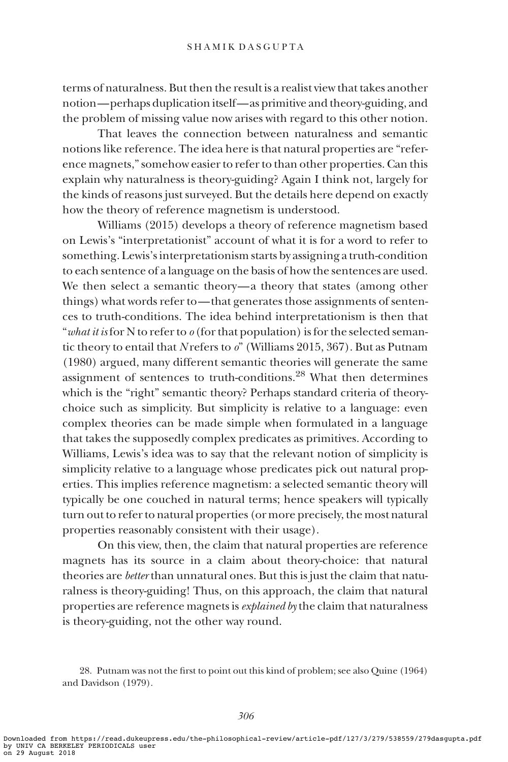terms of naturalness. But then the result is a realist view that takes another notion—perhaps duplication itself—as primitive and theory-guiding, and the problem of missing value now arises with regard to this other notion.

That leaves the connection between naturalness and semantic notions like reference. The idea here is that natural properties are "reference magnets," somehow easier to refer to than other properties. Can this explain why naturalness is theory-guiding? Again I think not, largely for the kinds of reasons just surveyed. But the details here depend on exactly how the theory of reference magnetism is understood.

Williams (2015) develops a theory of reference magnetism based on Lewis's "interpretationist" account of what it is for a word to refer to something. Lewis's interpretationism starts by assigning a truth-condition to each sentence of a language on the basis of how the sentences are used. We then select a semantic theory—a theory that states (among other things) what words refer to—that generates those assignments of sentences to truth-conditions. The idea behind interpretationism is then that "*what it is* for N to refer to *o* (for that population) is for the selected semantic theory to entail that *N* refers to *o*" (Williams 2015, 367). But as Putnam (1980) argued, many different semantic theories will generate the same assignment of sentences to truth-conditions.[28] What then determines which is the "right" semantic theory? Perhaps standard criteria of theory-choice such as simplicity. But simplicity is relative to a language: even complex theories can be made simple when formulated in a language that takes the supposedly complex predicates as primitives. According to Williams, Lewis's idea was to say that the relevant notion of simplicity is simplicity relative to a language whose predicates pick out natural properties. This implies reference magnetism: a selected semantic theory will typically be one couched in natural terms; hence speakers will typically turn out to refer to natural properties (or more precisely, the most natural properties reasonably consistent with their usage).

On this view, then, the claim that natural properties are reference magnets has its source in a claim about theory-choice: that natural theories are *better* than unnatural ones. But this is just the claim that naturalness is theory-guiding! Thus, on this approach, the claim that natural properties are reference magnets is *explained by* the claim that naturalness is theory-guiding, not the other way round.

28. Putnam was not the first to point out this kind of problem; see also Quine (1964) and Davidson (1979).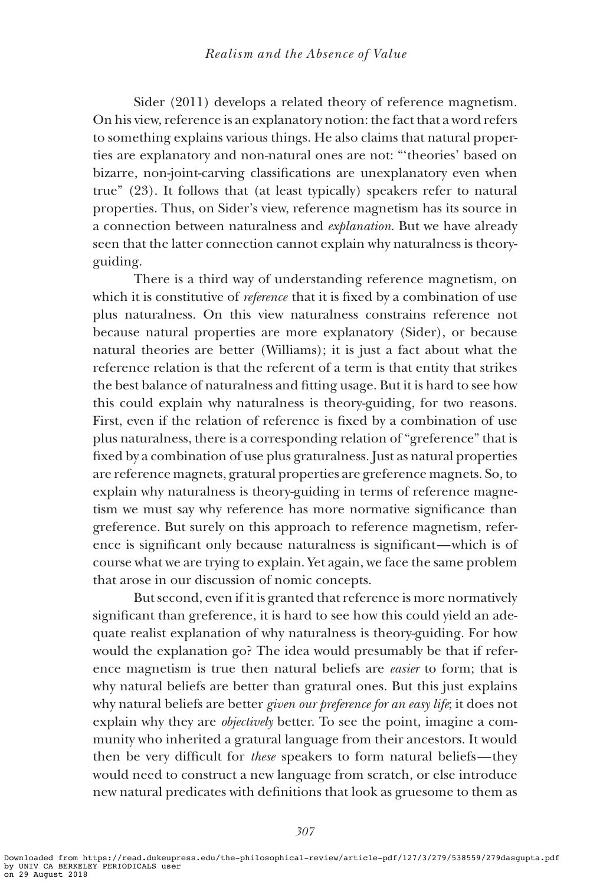Sider (2011) develops a related theory of reference magnetism. On his view, reference is an explanatory notion: the fact that a word refers to something explains various things. He also claims that natural properties are explanatory and non-natural ones are not: "'theories' based on bizarre, non-joint-carving classifications are unexplanatory even when true" (23). It follows that (at least typically) speakers refer to natural properties. Thus, on Sider's view, reference magnetism has its source in a connection between naturalness and *explanation*. But we have already seen that the latter connection cannot explain why naturalness is theory-guiding.

There is a third way of understanding reference magnetism, on which it is constitutive of *reference* that it is fixed by a combination of use plus naturalness. On this view naturalness constrains reference not because natural properties are more explanatory (Sider), or because natural theories are better (Williams); it is just a fact about what the reference relation is that the referent of a term is that entity that strikes the best balance of naturalness and fitting usage. But it is hard to see how this could explain why naturalness is theory-guiding, for two reasons. First, even if the relation of reference is fixed by a combination of use plus naturalness, there is a corresponding relation of "greference" that is fixed by a combination of use plus graturalness. Just as natural properties are reference magnets, gratural properties are greference magnets. So, to explain why naturalness is theory-guiding in terms of reference magnetism we must say why reference has more normative significance than greference. But surely on this approach to reference magnetism, reference is significant only because naturalness is significant—which is of course what we are trying to explain. Yet again, we face the same problem that arose in our discussion of nomic concepts.

But second, even if it is granted that reference is more normatively significant than greference, it is hard to see how this could yield an adequate realist explanation of why naturalness is theory-guiding. For how would the explanation go? The idea would presumably be that if reference magnetism is true then natural beliefs are *easier* to form; that is why natural beliefs are better than gratural ones. But this just explains why natural beliefs are better *given our preference for an easy life*; it does not explain why they are *objectively* better. To see the point, imagine a community who inherited a gratural language from their ancestors. It would then be very difficult for *these* speakers to form natural beliefs—they would need to construct a new language from scratch, or else introduce new natural predicates with definitions that look as gruesome to them as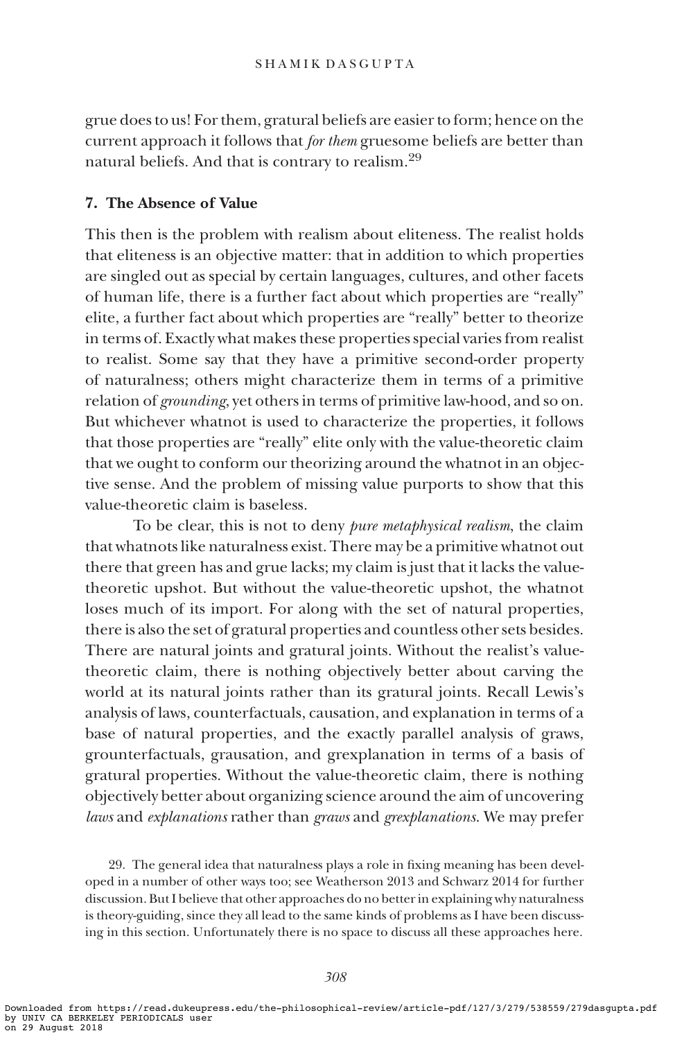grue does to us! For them, gratural beliefs are easier to form; hence on the current approach it follows that *for them* gruesome beliefs are better than natural beliefs. And that is contrary to realism.[29]

## 7. The Absence of Value

This then is the problem with realism about eliteness. The realist holds that eliteness is an objective matter: that in addition to which properties are singled out as special by certain languages, cultures, and other facets of human life, there is a further fact about which properties are "really" elite, a further fact about which properties are "really" better to theorize in terms of. Exactly what makes these properties special varies from realist to realist. Some say that they have a primitive second-order property of naturalness; others might characterize them in terms of a primitive relation of *grounding*, yet others in terms of primitive law-hood, and so on. But whichever whatnot is used to characterize the properties, it follows that those properties are "really" elite only with the value-theoretic claim that we ought to conform our theorizing around the whatnot in an objective sense. And the problem of missing value purports to show that this value-theoretic claim is baseless.

To be clear, this is not to deny *pure metaphysical realism*, the claim that whatnots like naturalness exist. There may be a primitive whatnot out there that green has and grue lacks; my claim is just that it lacks the value-theoretic upshot. But without the value-theoretic upshot, the whatnot loses much of its import. For along with the set of natural properties, there is also the set of gratural properties and countless other sets besides. There are natural joints and gratural joints. Without the realist's value-theoretic claim, there is nothing objectively better about carving the world at its natural joints rather than its gratural joints. Recall Lewis's analysis of laws, counterfactuals, causation, and explanation in terms of a base of natural properties, and the exactly parallel analysis of graws, grounterfactuals, grausation, and grexplanation in terms of a basis of gratural properties. Without the value-theoretic claim, there is nothing objectively better about organizing science around the aim of uncovering *laws* and *explanations* rather than *graws* and *grexplanations*. We may prefer

29. The general idea that naturalness plays a role in fixing meaning has been developed in a number of other ways too; see Weatherson 2013 and Schwarz 2014 for further discussion. But I believe that other approaches do no better in explaining why naturalness is theory-guiding, since they all lead to the same kinds of problems as I have been discussing in this section. Unfortunately there is no space to discuss all these approaches here.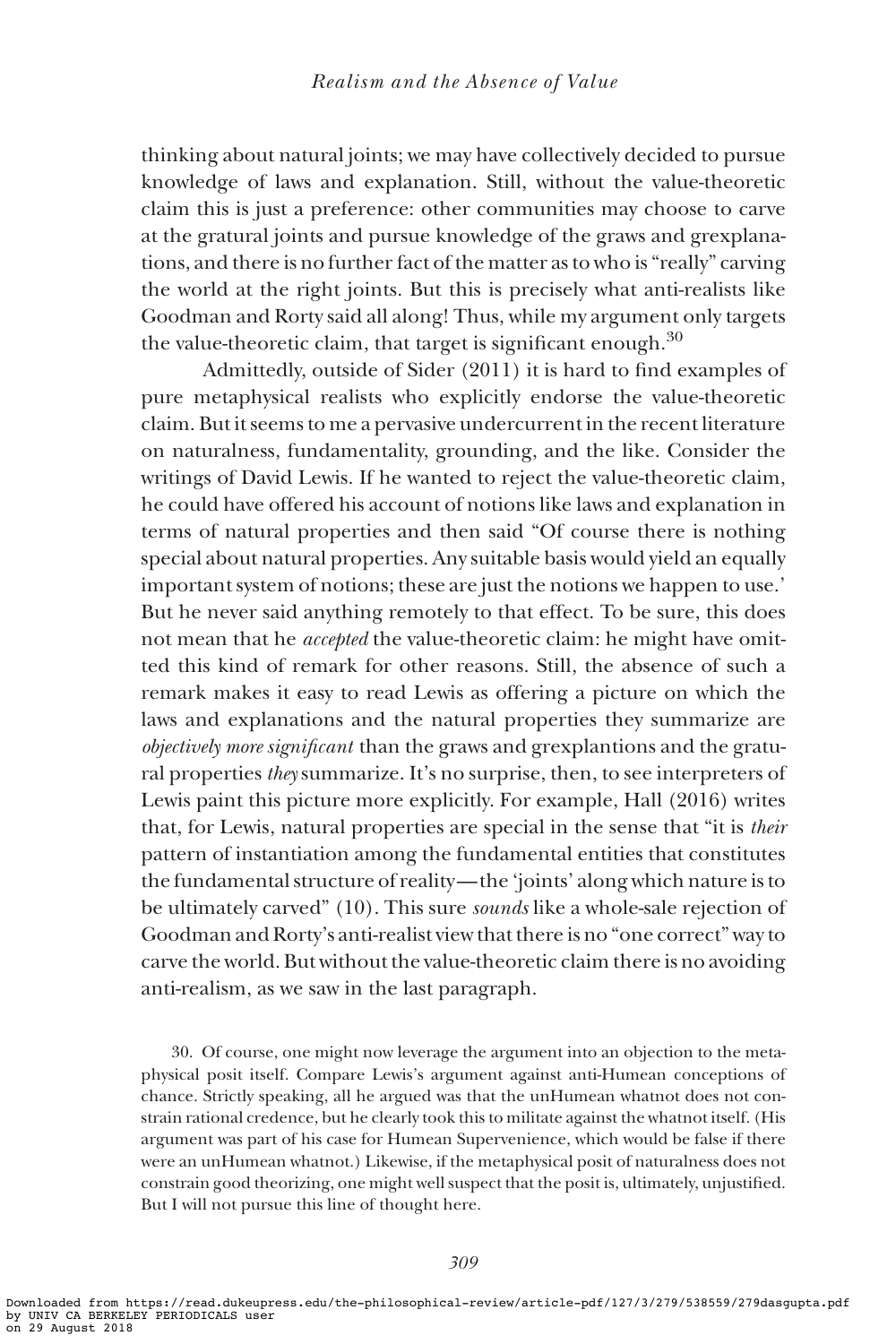thinking about natural joints; we may have collectively decided to pursue knowledge of laws and explanation. Still, without the value-theoretic claim this is just a preference: other communities may choose to carve at the gratural joints and pursue knowledge of the graws and grexplanations, and there is no further fact of the matter as to who is "really" carving the world at the right joints. But this is precisely what anti-realists like Goodman and Rorty said all along! Thus, while my argument only targets the value-theoretic claim, that target is significant enough.[30]

Admittedly, outside of Sider (2011) it is hard to find examples of pure metaphysical realists who explicitly endorse the value-theoretic claim. But it seems to me a pervasive undercurrent in the recent literature on naturalness, fundamentality, grounding, and the like. Consider the writings of David Lewis. If he wanted to reject the value-theoretic claim, he could have offered his account of notions like laws and explanation in terms of natural properties and then said "Of course there is nothing special about natural properties. Any suitable basis would yield an equally important system of notions; these are just the notions we happen to use.' But he never said anything remotely to that effect. To be sure, this does not mean that he *accepted* the value-theoretic claim: he might have omitted this kind of remark for other reasons. Still, the absence of such a remark makes it easy to read Lewis as offering a picture on which the laws and explanations and the natural properties they summarize are *objectively more significant* than the graws and grexplantions and the gratural properties *they* summarize. It's no surprise, then, to see interpreters of Lewis paint this picture more explicitly. For example, Hall (2016) writes that, for Lewis, natural properties are special in the sense that "it is *their* pattern of instantiation among the fundamental entities that constitutes the fundamental structure of reality—the 'joints' along which nature is to be ultimately carved" (10). This sure *sounds* like a whole-sale rejection of Goodman and Rorty's anti-realist view that there is no "one correct" way to carve the world. But without the value-theoretic claim there is no avoiding anti-realism, as we saw in the last paragraph.

30. Of course, one might now leverage the argument into an objection to the metaphysical posit itself. Compare Lewis's argument against anti-Humean conceptions of chance. Strictly speaking, all he argued was that the unHumean whatnot does not constrain rational credence, but he clearly took this to militate against the whatnot itself. (His argument was part of his case for Humean Supervenience, which would be false if there were an unHumean whatnot.) Likewise, if the metaphysical posit of naturalness does not constrain good theorizing, one might well suspect that the posit is, ultimately, unjustified. But I will not pursue this line of thought here.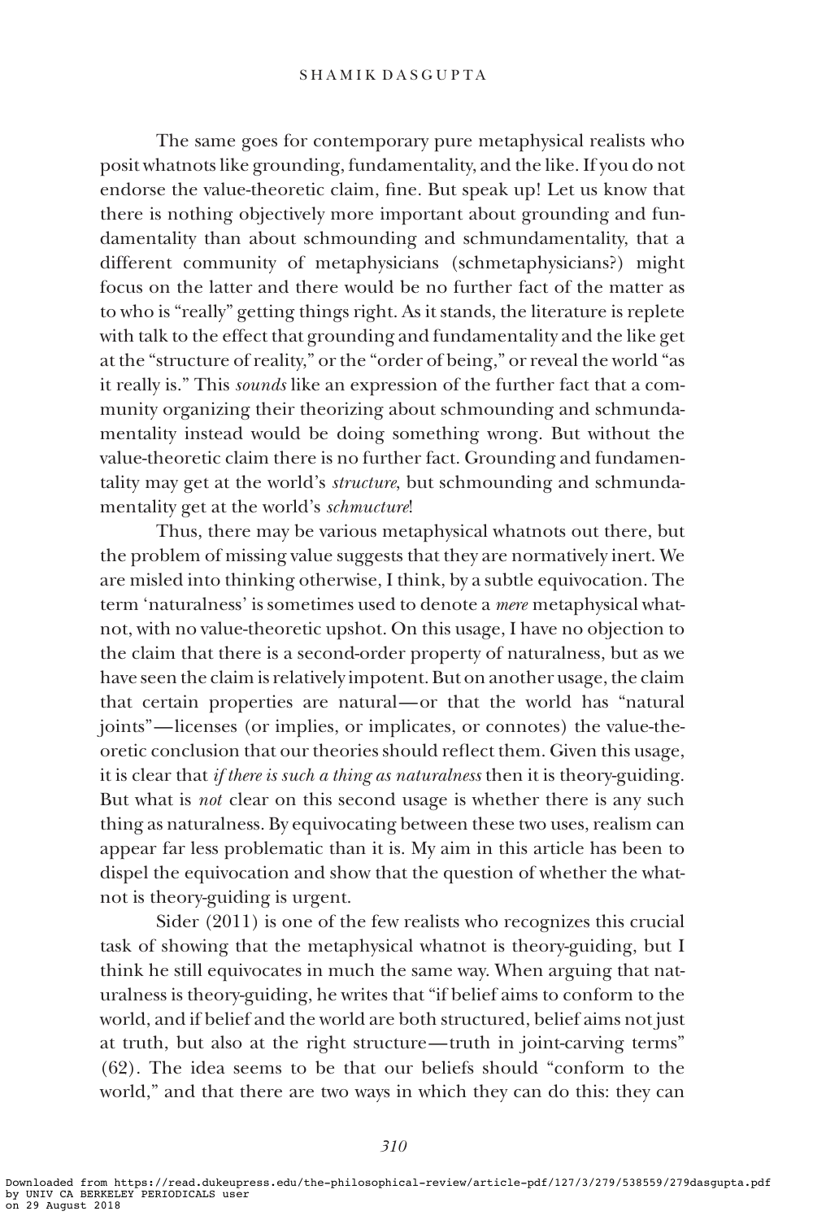The same goes for contemporary pure metaphysical realists who posit whatnots like grounding, fundamentality, and the like. If you do not endorse the value-theoretic claim, fine. But speak up! Let us know that there is nothing objectively more important about grounding and fundamentality than about schmounding and schmundamentality, that a different community of metaphysicians (schmetaphysicians?) might focus on the latter and there would be no further fact of the matter as to who is "really" getting things right. As it stands, the literature is replete with talk to the effect that grounding and fundamentality and the like get at the "structure of reality," or the "order of being," or reveal the world "as it really is." This *sounds* like an expression of the further fact that a community organizing their theorizing about schmounding and schmundamentality instead would be doing something wrong. But without the value-theoretic claim there is no further fact. Grounding and fundamentality may get at the world's *structure*, but schmounding and schmundamentality get at the world's *schmucture*!

Thus, there may be various metaphysical whatnots out there, but the problem of missing value suggests that they are normatively inert. We are misled into thinking otherwise, I think, by a subtle equivocation. The term 'naturalness' is sometimes used to denote a *mere* metaphysical whatnot, with no value-theoretic upshot. On this usage, I have no objection to the claim that there is a second-order property of naturalness, but as we have seen the claim is relatively impotent. But on another usage, the claim that certain properties are natural—or that the world has "natural joints"—licenses (or implies, or implicates, or connotes) the value-theoretic conclusion that our theories should reflect them. Given this usage, it is clear that *if there is such a thing as naturalness* then it is theory-guiding. But what is *not* clear on this second usage is whether there is any such thing as naturalness. By equivocating between these two uses, realism can appear far less problematic than it is. My aim in this article has been to dispel the equivocation and show that the question of whether the whatnot is theory-guiding is urgent.

Sider (2011) is one of the few realists who recognizes this crucial task of showing that the metaphysical whatnot is theory-guiding, but I think he still equivocates in much the same way. When arguing that naturalness is theory-guiding, he writes that "if belief aims to conform to the world, and if belief and the world are both structured, belief aims not just at truth, but also at the right structure—truth in joint-carving terms" (62). The idea seems to be that our beliefs should "conform to the world," and that there are two ways in which they can do this: they can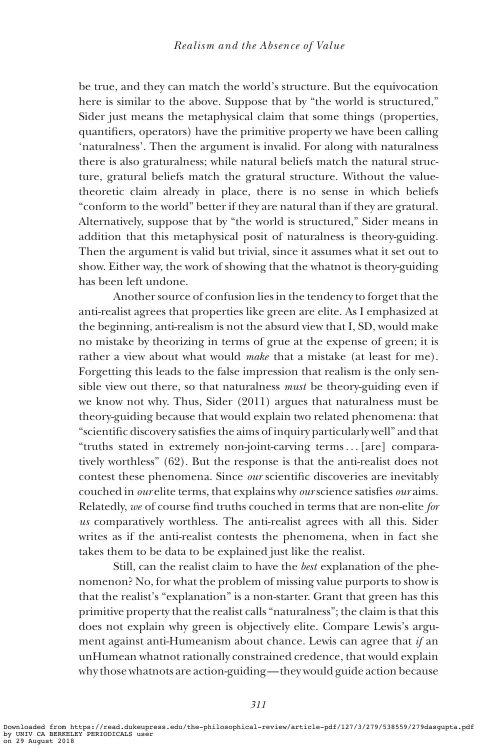be true, and they can match the world's structure. But the equivocation here is similar to the above. Suppose that by "the world is structured," Sider just means the metaphysical claim that some things (properties, quantifiers, operators) have the primitive property we have been calling 'naturalness'. Then the argument is invalid. For along with naturalness there is also graturalness; while natural beliefs match the natural structure, gratural beliefs match the gratural structure. Without the value-theoretic claim already in place, there is no sense in which beliefs "conform to the world" better if they are natural than if they are gratural. Alternatively, suppose that by "the world is structured," Sider means in addition that this metaphysical posit of naturalness is theory-guiding. Then the argument is valid but trivial, since it assumes what it set out to show. Either way, the work of showing that the whatnot is theory-guiding has been left undone.

Another source of confusion lies in the tendency to forget that the anti-realist agrees that properties like green are elite. As I emphasized at the beginning, anti-realism is not the absurd view that I, SD, would make no mistake by theorizing in terms of grue at the expense of green; it is rather a view about what would *make* that a mistake (at least for me). Forgetting this leads to the false impression that realism is the only sensible view out there, so that naturalness *must* be theory-guiding even if we know not why. Thus, Sider (2011) argues that naturalness must be theory-guiding because that would explain two related phenomena: that "scientific discovery satisfies the aims of inquiry particularly well" and that "truths stated in extremely non-joint-carving terms . . . [are] comparatively worthless" (62). But the response is that the anti-realist does not contest these phenomena. Since *our* scientific discoveries are inevitably couched in *our* elite terms, that explains why *our* science satisfies *our* aims. Relatedly, *we* of course find truths couched in terms that are non-elite *for us* comparatively worthless. The anti-realist agrees with all this. Sider writes as if the anti-realist contests the phenomena, when in fact she takes them to be data to be explained just like the realist.

Still, can the realist claim to have the *best* explanation of the phenomenon? No, for what the problem of missing value purports to show is that the realist's "explanation" is a non-starter. Grant that green has this primitive property that the realist calls "naturalness"; the claim is that this does not explain why green is objectively elite. Compare Lewis's argument against anti-Humeanism about chance. Lewis can agree that *if* an unHumean whatnot rationally constrained credence, that would explain why those whatnots are action-guiding—they would guide action because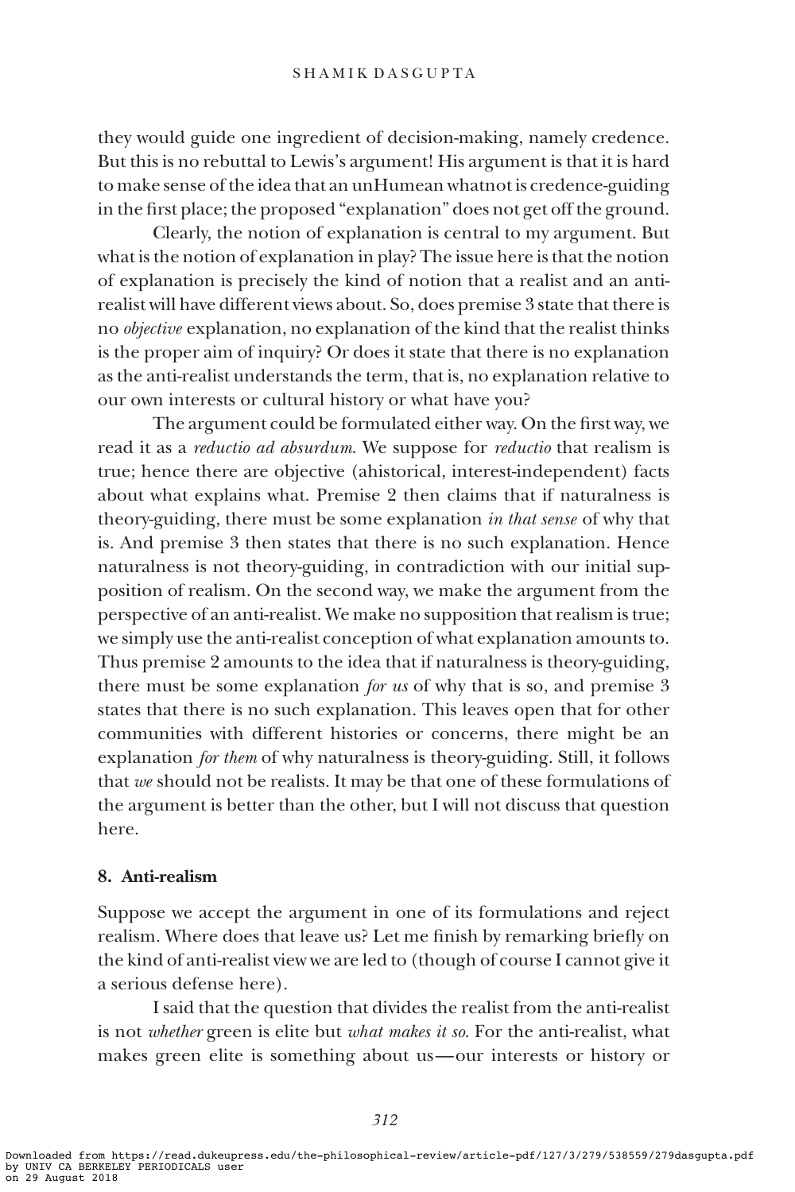they would guide one ingredient of decision-making, namely credence. But this is no rebuttal to Lewis's argument! His argument is that it is hard to make sense of the idea that an unHumean whatnot is credence-guiding in the first place; the proposed "explanation" does not get off the ground.

Clearly, the notion of explanation is central to my argument. But what is the notion of explanation in play? The issue here is that the notion of explanation is precisely the kind of notion that a realist and an anti-realist will have different views about. So, does premise 3 state that there is no *objective* explanation, no explanation of the kind that the realist thinks is the proper aim of inquiry? Or does it state that there is no explanation as the anti-realist understands the term, that is, no explanation relative to our own interests or cultural history or what have you?

The argument could be formulated either way. On the first way, we read it as a *reductio ad absurdum*. We suppose for *reductio* that realism is true; hence there are objective (ahistorical, interest-independent) facts about what explains what. Premise 2 then claims that if naturalness is theory-guiding, there must be some explanation *in that sense* of why that is. And premise 3 then states that there is no such explanation. Hence naturalness is not theory-guiding, in contradiction with our initial supposition of realism. On the second way, we make the argument from the perspective of an anti-realist. We make no supposition that realism is true; we simply use the anti-realist conception of what explanation amounts to. Thus premise 2 amounts to the idea that if naturalness is theory-guiding, there must be some explanation *for us* of why that is so, and premise 3 states that there is no such explanation. This leaves open that for other communities with different histories or concerns, there might be an explanation *for them* of why naturalness is theory-guiding. Still, it follows that *we* should not be realists. It may be that one of these formulations of the argument is better than the other, but I will not discuss that question here.

## 8. Anti-realism

Suppose we accept the argument in one of its formulations and reject realism. Where does that leave us? Let me finish by remarking briefly on the kind of anti-realist view we are led to (though of course I cannot give it a serious defense here).

I said that the question that divides the realist from the anti-realist is not *whether* green is elite but *what makes it so*. For the anti-realist, what makes green elite is something about us—our interests or history or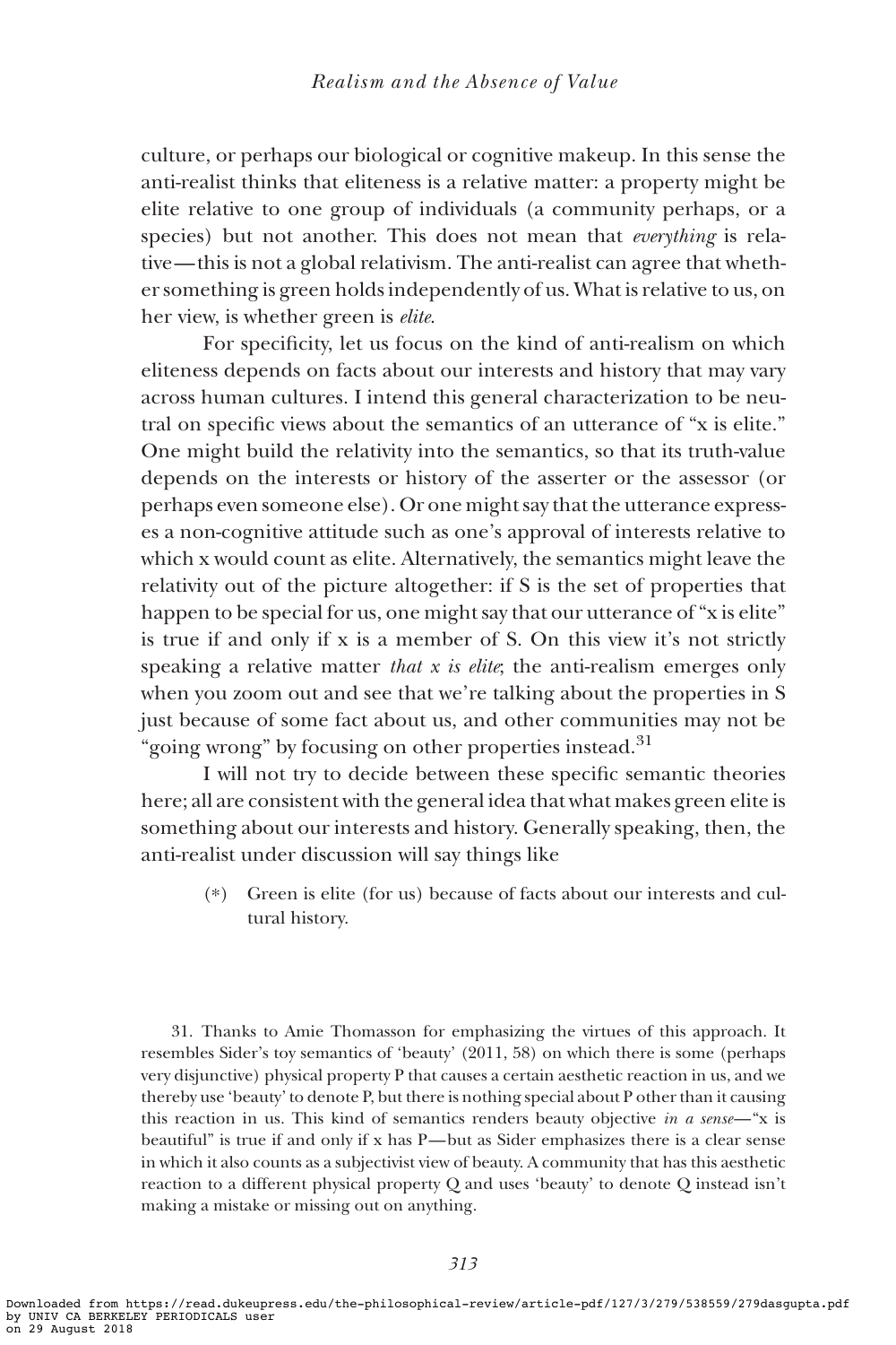culture, or perhaps our biological or cognitive makeup. In this sense the anti-realist thinks that eliteness is a relative matter: a property might be elite relative to one group of individuals (a community perhaps, or a species) but not another. This does not mean that *everything* is relative—this is not a global relativism. The anti-realist can agree that whether something is green holds independently of us. What is relative to us, on her view, is whether green is *elite*.

For specificity, let us focus on the kind of anti-realism on which eliteness depends on facts about our interests and history that may vary across human cultures. I intend this general characterization to be neutral on specific views about the semantics of an utterance of "x is elite." One might build the relativity into the semantics, so that its truth-value depends on the interests or history of the asserter or the assessor (or perhaps even someone else). Or one might say that the utterance expresses a non-cognitive attitude such as one's approval of interests relative to which x would count as elite. Alternatively, the semantics might leave the relativity out of the picture altogether: if S is the set of properties that happen to be special for us, one might say that our utterance of "x is elite" is true if and only if x is a member of S. On this view it's not strictly speaking a relative matter *that x is elite*; the anti-realism emerges only when you zoom out and see that we're talking about the properties in S just because of some fact about us, and other communities may not be "going wrong" by focusing on other properties instead.[31]

I will not try to decide between these specific semantic theories here; all are consistent with the general idea that what makes green elite is something about our interests and history. Generally speaking, then, the anti-realist under discussion will say things like

> (*) Green is elite (for us) because of facts about our interests and cultural history.

31. Thanks to Amie Thomasson for emphasizing the virtues of this approach. It resembles Sider's toy semantics of 'beauty' (2011, 58) on which there is some (perhaps very disjunctive) physical property P that causes a certain aesthetic reaction in us, and we thereby use 'beauty' to denote P, but there is nothing special about P other than it causing this reaction in us. This kind of semantics renders beauty objective *in a sense*—"x is beautiful" is true if and only if x has P—but as Sider emphasizes there is a clear sense in which it also counts as a subjectivist view of beauty. A community that has this aesthetic reaction to a different physical property Q and uses 'beauty' to denote Q instead isn't making a mistake or missing out on anything.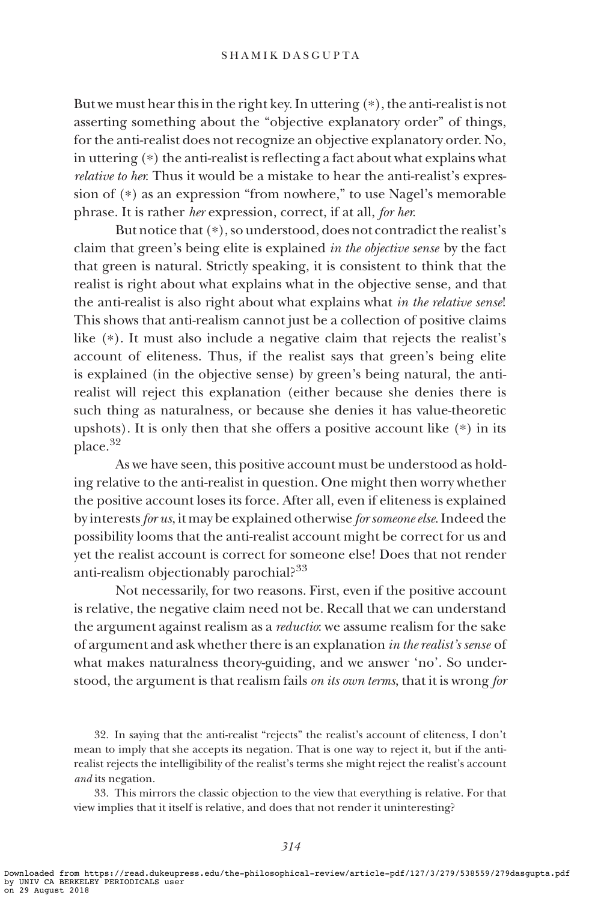But we must hear this in the right key. In uttering (∗), the anti-realist is not asserting something about the "objective explanatory order" of things, for the anti-realist does not recognize an objective explanatory order. No, in uttering (∗) the anti-realist is reflecting a fact about what explains what *relative to her*. Thus it would be a mistake to hear the anti-realist's expression of (∗) as an expression "from nowhere," to use Nagel's memorable phrase. It is rather *her* expression, correct, if at all, *for her*.

But notice that (∗), so understood, does not contradict the realist's claim that green's being elite is explained *in the objective sense* by the fact that green is natural. Strictly speaking, it is consistent to think that the realist is right about what explains what in the objective sense, and that the anti-realist is also right about what explains what *in the relative sense*! This shows that anti-realism cannot just be a collection of positive claims like (∗). It must also include a negative claim that rejects the realist's account of eliteness. Thus, if the realist says that green's being elite is explained (in the objective sense) by green's being natural, the anti-realist will reject this explanation (either because she denies there is such thing as naturalness, or because she denies it has value-theoretic upshots). It is only then that she offers a positive account like (∗) in its place.[32]

As we have seen, this positive account must be understood as holding relative to the anti-realist in question. One might then worry whether the positive account loses its force. After all, even if eliteness is explained by interests *for us*, it may be explained otherwise *for someone else*. Indeed the possibility looms that the anti-realist account might be correct for us and yet the realist account is correct for someone else! Does that not render anti-realism objectionably parochial?[33]

Not necessarily, for two reasons. First, even if the positive account is relative, the negative claim need not be. Recall that we can understand the argument against realism as a *reductio*: we assume realism for the sake of argument and ask whether there is an explanation *in the realist's sense* of what makes naturalness theory-guiding, and we answer 'no'. So understood, the argument is that realism fails *on its own terms*, that it is wrong *for*

32. In saying that the anti-realist "rejects" the realist's account of eliteness, I don't mean to imply that she accepts its negation. That is one way to reject it, but if the anti-realist rejects the intelligibility of the realist's terms she might reject the realist's account *and* its negation.

33. This mirrors the classic objection to the view that everything is relative. For that view implies that it itself is relative, and does that not render it uninteresting?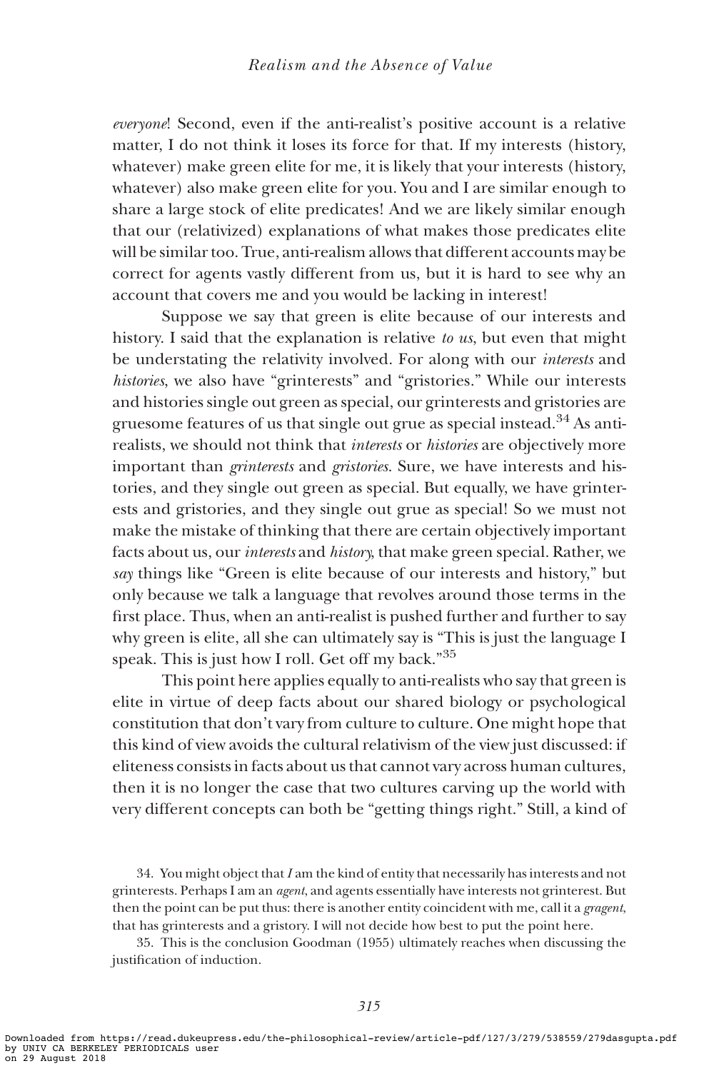*everyone*! Second, even if the anti-realist's positive account is a relative matter, I do not think it loses its force for that. If my interests (history, whatever) make green elite for me, it is likely that your interests (history, whatever) also make green elite for you. You and I are similar enough to share a large stock of elite predicates! And we are likely similar enough that our (relativized) explanations of what makes those predicates elite will be similar too. True, anti-realism allows that different accounts may be correct for agents vastly different from us, but it is hard to see why an account that covers me and you would be lacking in interest!

Suppose we say that green is elite because of our interests and history. I said that the explanation is relative *to us*, but even that might be understating the relativity involved. For along with our *interests* and *histories*, we also have "grinterests" and "gristories." While our interests and histories single out green as special, our grinterests and gristories are gruesome features of us that single out grue as special instead.[34] As anti-realists, we should not think that *interests* or *histories* are objectively more important than *grinterests* and *gristories*. Sure, we have interests and histories, and they single out green as special. But equally, we have grinterests and gristories, and they single out grue as special! So we must not make the mistake of thinking that there are certain objectively important facts about us, our *interests* and *history*, that make green special. Rather, we *say* things like "Green is elite because of our interests and history," but only because we talk a language that revolves around those terms in the first place. Thus, when an anti-realist is pushed further and further to say why green is elite, all she can ultimately say is "This is just the language I speak. This is just how I roll. Get off my back."[35]

This point here applies equally to anti-realists who say that green is elite in virtue of deep facts about our shared biology or psychological constitution that don't vary from culture to culture. One might hope that this kind of view avoids the cultural relativism of the view just discussed: if eliteness consists in facts about us that cannot vary across human cultures, then it is no longer the case that two cultures carving up the world with very different concepts can both be "getting things right." Still, a kind of

34. You might object that *I* am the kind of entity that necessarily has interests and not grinterests. Perhaps I am an *agent*, and agents essentially have interests not grinterest. But then the point can be put thus: there is another entity coincident with me, call it a *gragent*, that has grinterests and a gristory. I will not decide how best to put the point here.

35. This is the conclusion Goodman (1955) ultimately reaches when discussing the justification of induction.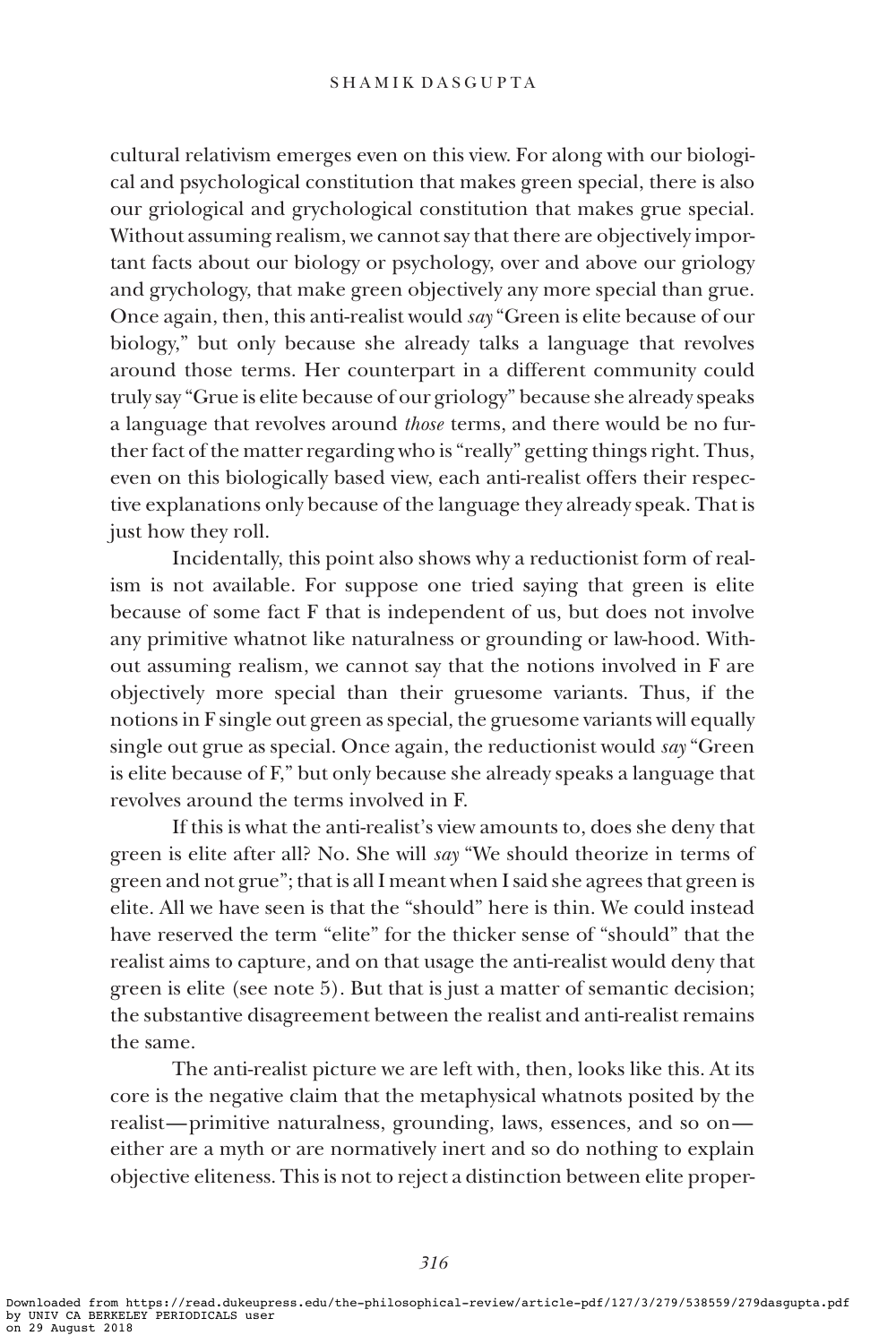cultural relativism emerges even on this view. For along with our biological and psychological constitution that makes green special, there is also our griological and grychological constitution that makes grue special. Without assuming realism, we cannot say that there are objectively important facts about our biology or psychology, over and above our griology and grychology, that make green objectively any more special than grue. Once again, then, this anti-realist would *say* "Green is elite because of our biology," but only because she already talks a language that revolves around those terms. Her counterpart in a different community could truly say "Grue is elite because of our griology" because she already speaks a language that revolves around *those* terms, and there would be no further fact of the matter regarding who is "really" getting things right. Thus, even on this biologically based view, each anti-realist offers their respective explanations only because of the language they already speak. That is just how they roll.

Incidentally, this point also shows why a reductionist form of realism is not available. For suppose one tried saying that green is elite because of some fact F that is independent of us, but does not involve any primitive whatnot like naturalness or grounding or law-hood. Without assuming realism, we cannot say that the notions involved in F are objectively more special than their gruesome variants. Thus, if the notions in F single out green as special, the gruesome variants will equally single out grue as special. Once again, the reductionist would *say* "Green is elite because of F," but only because she already speaks a language that revolves around the terms involved in F.

If this is what the anti-realist's view amounts to, does she deny that green is elite after all? No. She will *say* "We should theorize in terms of green and not grue"; that is all I meant when I said she agrees that green is elite. All we have seen is that the "should" here is thin. We could instead have reserved the term "elite" for the thicker sense of "should" that the realist aims to capture, and on that usage the anti-realist would deny that green is elite (see note 5). But that is just a matter of semantic decision; the substantive disagreement between the realist and anti-realist remains the same.

The anti-realist picture we are left with, then, looks like this. At its core is the negative claim that the metaphysical whatnots posited by the realist—primitive naturalness, grounding, laws, essences, and so on—either are a myth or are normatively inert and so do nothing to explain objective eliteness. This is not to reject a distinction between elite proper-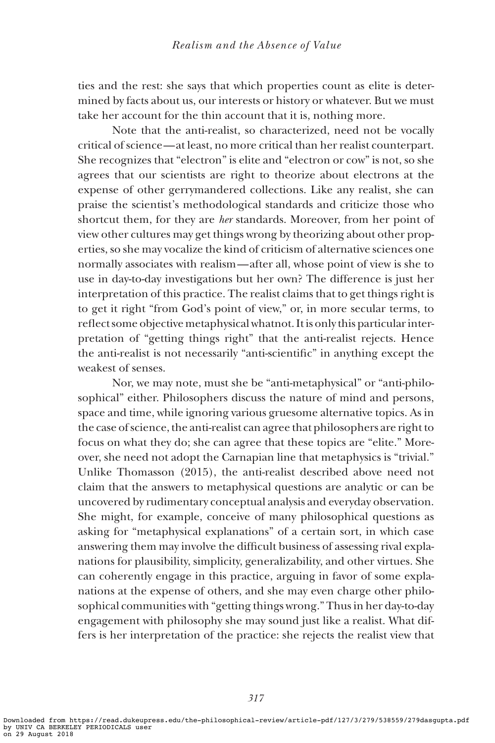ties and the rest: she says that which properties count as elite is determined by facts about us, our interests or history or whatever. But we must take her account for the thin account that it is, nothing more.

Note that the anti-realist, so characterized, need not be vocally critical of science—at least, no more critical than her realist counterpart. She recognizes that "electron" is elite and "electron or cow" is not, so she agrees that our scientists are right to theorize about electrons at the expense of other gerrymandered collections. Like any realist, she can praise the scientist's methodological standards and criticize those who shortcut them, for they are *her* standards. Moreover, from her point of view other cultures may get things wrong by theorizing about other properties, so she may vocalize the kind of criticism of alternative sciences one normally associates with realism—after all, whose point of view is she to use in day-to-day investigations but her own? The difference is just her interpretation of this practice. The realist claims that to get things right is to get it right "from God's point of view," or, in more secular terms, to reflect some objective metaphysical whatnot. It is only this particular interpretation of "getting things right" that the anti-realist rejects. Hence the anti-realist is not necessarily "anti-scientific" in anything except the weakest of senses.

Nor, we may note, must she be "anti-metaphysical" or "anti-philosophical" either. Philosophers discuss the nature of mind and persons, space and time, while ignoring various gruesome alternative topics. As in the case of science, the anti-realist can agree that philosophers are right to focus on what they do; she can agree that these topics are "elite." Moreover, she need not adopt the Carnapian line that metaphysics is "trivial." Unlike Thomasson (2015), the anti-realist described above need not claim that the answers to metaphysical questions are analytic or can be uncovered by rudimentary conceptual analysis and everyday observation. She might, for example, conceive of many philosophical questions as asking for "metaphysical explanations" of a certain sort, in which case answering them may involve the difficult business of assessing rival explanations for plausibility, simplicity, generalizability, and other virtues. She can coherently engage in this practice, arguing in favor of some explanations at the expense of others, and she may even charge other philosophical communities with "getting things wrong." Thus in her day-to-day engagement with philosophy she may sound just like a realist. What differs is her interpretation of the practice: she rejects the realist view that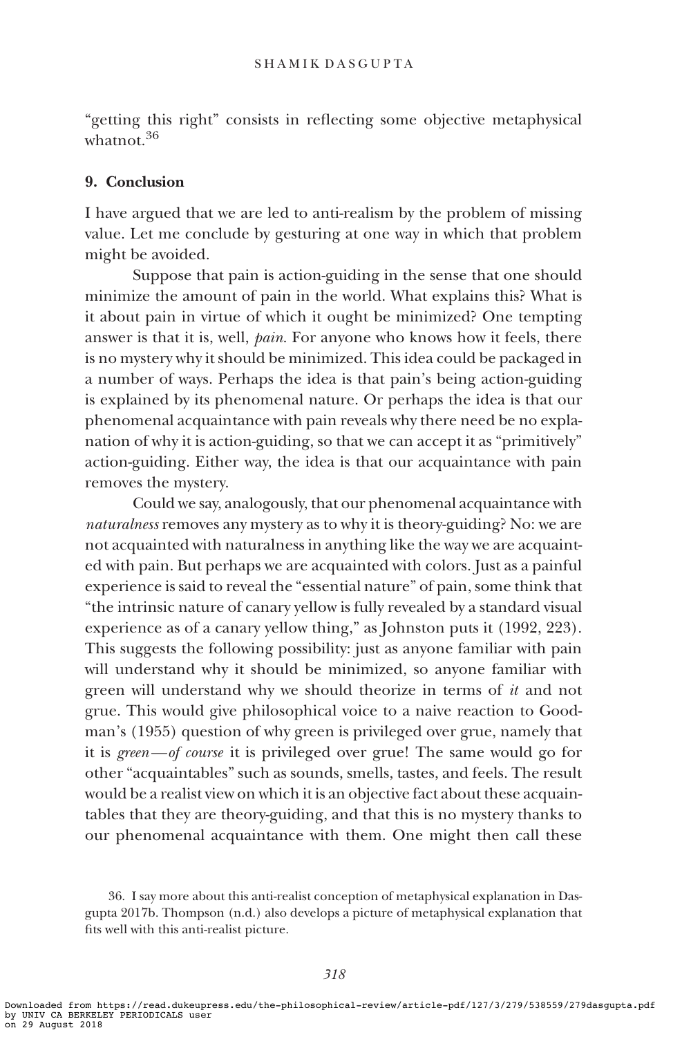"getting this right" consists in reflecting some objective metaphysical whatnot.[36]

## 9. Conclusion

I have argued that we are led to anti-realism by the problem of missing value. Let me conclude by gesturing at one way in which that problem might be avoided.

Suppose that pain is action-guiding in the sense that one should minimize the amount of pain in the world. What explains this? What is it about pain in virtue of which it ought be minimized? One tempting answer is that it is, well, *pain*. For anyone who knows how it feels, there is no mystery why it should be minimized. This idea could be packaged in a number of ways. Perhaps the idea is that pain's being action-guiding is explained by its phenomenal nature. Or perhaps the idea is that our phenomenal acquaintance with pain reveals why there need be no explanation of why it is action-guiding, so that we can accept it as "primitively" action-guiding. Either way, the idea is that our acquaintance with pain removes the mystery.

Could we say, analogously, that our phenomenal acquaintance with *naturalness* removes any mystery as to why it is theory-guiding? No: we are not acquainted with naturalness in anything like the way we are acquainted with pain. But perhaps we are acquainted with colors. Just as a painful experience is said to reveal the "essential nature" of pain, some think that "the intrinsic nature of canary yellow is fully revealed by a standard visual experience as of a canary yellow thing," as Johnston puts it (1992, 223). This suggests the following possibility: just as anyone familiar with pain will understand why it should be minimized, so anyone familiar with green will understand why we should theorize in terms of *it* and not grue. This would give philosophical voice to a naive reaction to Goodman's (1955) question of why green is privileged over grue, namely that it is *green*—*of course* it is privileged over grue! The same would go for other "acquaintables" such as sounds, smells, tastes, and feels. The result would be a realist view on which it is an objective fact about these acquaintables that they are theory-guiding, and that this is no mystery thanks to our phenomenal acquaintance with them. One might then call these

36. I say more about this anti-realist conception of metaphysical explanation in Dasgupta 2017b. Thompson (n.d.) also develops a picture of metaphysical explanation that fits well with this anti-realist picture.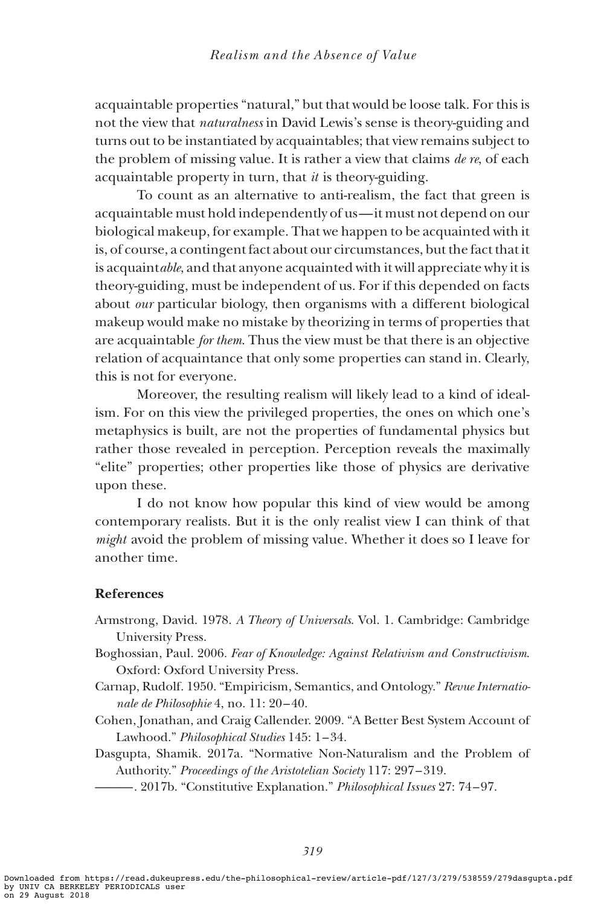acquaintable properties "natural," but that would be loose talk. For this is not the view that *naturalness* in David Lewis's sense is theory-guiding and turns out to be instantiated by acquaintables; that view remains subject to the problem of missing value. It is rather a view that claims *de re*, of each acquaintable property in turn, that *it* is theory-guiding.

To count as an alternative to anti-realism, the fact that green is acquaintable must hold independently of us—it must not depend on our biological makeup, for example. That we happen to be acquainted with it is, of course, a contingent fact about our circumstances, but the fact that it is acquaint*able*, and that anyone acquainted with it will appreciate why it is theory-guiding, must be independent of us. For if this depended on facts about *our* particular biology, then organisms with a different biological makeup would make no mistake by theorizing in terms of properties that are acquaintable *for them*. Thus the view must be that there is an objective relation of acquaintance that only some properties can stand in. Clearly, this is not for everyone.

Moreover, the resulting realism will likely lead to a kind of idealism. For on this view the privileged properties, the ones on which one's metaphysics is built, are not the properties of fundamental physics but rather those revealed in perception. Perception reveals the maximally "elite" properties; other properties like those of physics are derivative upon these.

I do not know how popular this kind of view would be among contemporary realists. But it is the only realist view I can think of that *might* avoid the problem of missing value. Whether it does so I leave for another time.

## References

Armstrong, David. 1978. *A Theory of Universals*. Vol. 1. Cambridge: Cambridge University Press.

Boghossian, Paul. 2006. *Fear of Knowledge: Against Relativism and Constructivism*. Oxford: Oxford University Press.

Carnap, Rudolf. 1950. "Empiricism, Semantics, and Ontology." *Revue Internationale de Philosophie* 4, no. 11: 20–40.

Cohen, Jonathan, and Craig Callender. 2009. "A Better Best System Account of Lawhood." *Philosophical Studies* 145: 1–34.

Dasgupta, Shamik. 2017a. "Normative Non-Naturalism and the Problem of Authority." *Proceedings of the Aristotelian Society* 117: 297–319.

———. 2017b. "Constitutive Explanation." *Philosophical Issues* 27: 74–97.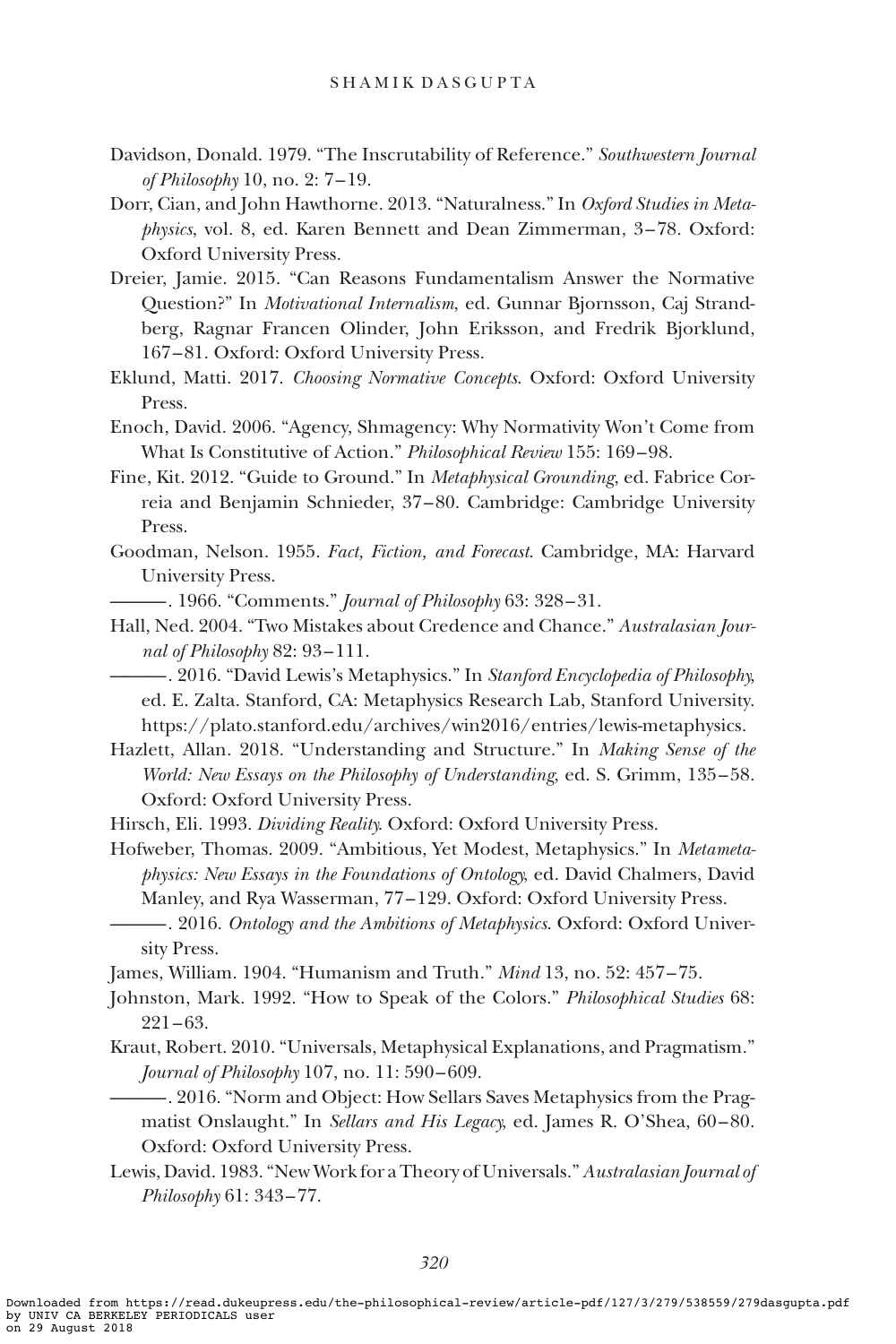Davidson, Donald. 1979. "The Inscrutability of Reference." *Southwestern Journal of Philosophy* 10, no. 2: 7–19.

Dorr, Cian, and John Hawthorne. 2013. "Naturalness." In *Oxford Studies in Metaphysics*, vol. 8, ed. Karen Bennett and Dean Zimmerman, 3–78. Oxford: Oxford University Press.

Dreier, Jamie. 2015. "Can Reasons Fundamentalism Answer the Normative Question?" In *Motivational Internalism*, ed. Gunnar Bjornsson, Caj Strandberg, Ragnar Francen Olinder, John Eriksson, and Fredrik Bjorklund, 167–81. Oxford: Oxford University Press.

Eklund, Matti. 2017. *Choosing Normative Concepts*. Oxford: Oxford University Press.

Enoch, David. 2006. "Agency, Shmagency: Why Normativity Won't Come from What Is Constitutive of Action." *Philosophical Review* 155: 169–98.

Fine, Kit. 2012. "Guide to Ground." In *Metaphysical Grounding*, ed. Fabrice Correia and Benjamin Schnieder, 37–80. Cambridge: Cambridge University Press.

Goodman, Nelson. 1955. *Fact, Fiction, and Forecast*. Cambridge, MA: Harvard University Press.

———. 1966. "Comments." *Journal of Philosophy* 63: 328–31.

Hall, Ned. 2004. "Two Mistakes about Credence and Chance." *Australasian Journal of Philosophy* 82: 93–111.

———. 2016. "David Lewis's Metaphysics." In *Stanford Encyclopedia of Philosophy*, ed. E. Zalta. Stanford, CA: Metaphysics Research Lab, Stanford University. https://plato.stanford.edu/archives/win2016/entries/lewis-metaphysics.

Hazlett, Allan. 2018. "Understanding and Structure." In *Making Sense of the World: New Essays on the Philosophy of Understanding*, ed. S. Grimm, 135–58. Oxford: Oxford University Press.

Hirsch, Eli. 1993. *Dividing Reality*. Oxford: Oxford University Press.

Hofweber, Thomas. 2009. "Ambitious, Yet Modest, Metaphysics." In *Metametaphysics: New Essays in the Foundations of Ontology*, ed. David Chalmers, David Manley, and Rya Wasserman, 77–129. Oxford: Oxford University Press.

———. 2016. *Ontology and the Ambitions of Metaphysics*. Oxford: Oxford University Press.

James, William. 1904. "Humanism and Truth." *Mind* 13, no. 52: 457–75.

Johnston, Mark. 1992. "How to Speak of the Colors." *Philosophical Studies* 68: 221–63.

Kraut, Robert. 2010. "Universals, Metaphysical Explanations, and Pragmatism." *Journal of Philosophy* 107, no. 11: 590–609.

———. 2016. "Norm and Object: How Sellars Saves Metaphysics from the Pragmatist Onslaught." In *Sellars and His Legacy*, ed. James R. O'Shea, 60–80. Oxford: Oxford University Press.

Lewis, David. 1983. "New Work for a Theory of Universals." *Australasian Journal of Philosophy* 61: 343–77.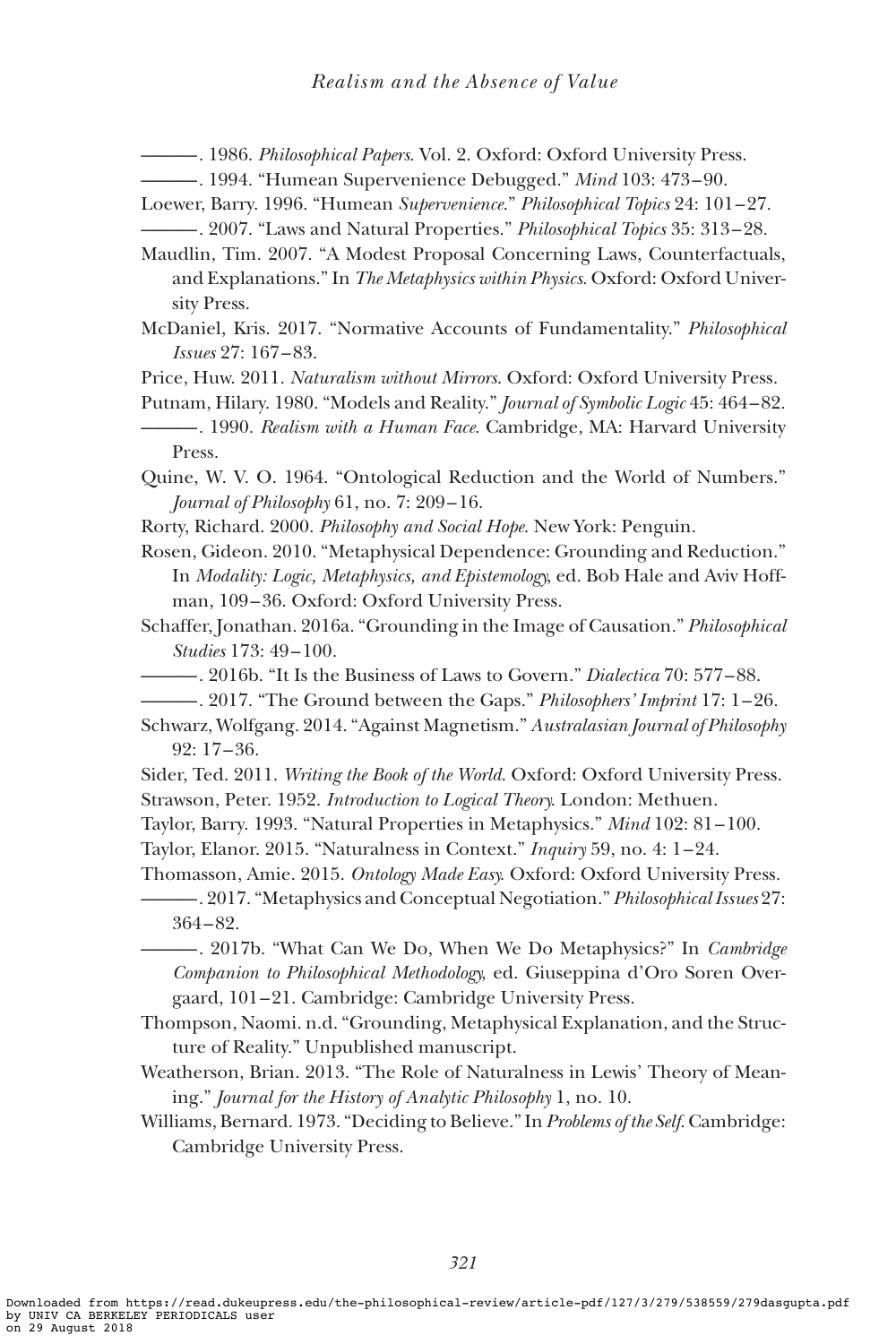———. 1986. *Philosophical Papers*. Vol. 2. Oxford: Oxford University Press.

———. 1994. "Humean Supervenience Debugged." *Mind* 103: 473–90.

Loewer, Barry. 1996. "Humean *Supervenience*." *Philosophical Topics* 24: 101–27.

———. 2007. "Laws and Natural Properties." *Philosophical Topics* 35: 313–28.

Maudlin, Tim. 2007. "A Modest Proposal Concerning Laws, Counterfactuals, and Explanations." In *The Metaphysics within Physics*. Oxford: Oxford University Press.

McDaniel, Kris. 2017. "Normative Accounts of Fundamentality." *Philosophical Issues* 27: 167–83.

Price, Huw. 2011. *Naturalism without Mirrors*. Oxford: Oxford University Press.

Putnam, Hilary. 1980. "Models and Reality." *Journal of Symbolic Logic* 45: 464–82.

———. 1990. *Realism with a Human Face*. Cambridge, MA: Harvard University Press.

Quine, W. V. O. 1964. "Ontological Reduction and the World of Numbers." *Journal of Philosophy* 61, no. 7: 209–16.

Rorty, Richard. 2000. *Philosophy and Social Hope*. New York: Penguin.

Rosen, Gideon. 2010. "Metaphysical Dependence: Grounding and Reduction." In *Modality: Logic, Metaphysics, and Epistemology*, ed. Bob Hale and Aviv Hoffman, 109–36. Oxford: Oxford University Press.

Schaffer, Jonathan. 2016a. "Grounding in the Image of Causation." *Philosophical Studies* 173: 49–100.

———. 2016b. "It Is the Business of Laws to Govern." *Dialectica* 70: 577–88.

———. 2017. "The Ground between the Gaps." *Philosophers' Imprint* 17: 1–26.

Schwarz, Wolfgang. 2014. "Against Magnetism." *Australasian Journal of Philosophy* 92: 17–36.

Sider, Ted. 2011. *Writing the Book of the World*. Oxford: Oxford University Press.

Strawson, Peter. 1952. *Introduction to Logical Theory*. London: Methuen.

Taylor, Barry. 1993. "Natural Properties in Metaphysics." *Mind* 102: 81–100.

Taylor, Elanor. 2015. "Naturalness in Context." *Inquiry* 59, no. 4: 1–24.

Thomasson, Amie. 2015. *Ontology Made Easy*. Oxford: Oxford University Press.

———. 2017. "Metaphysics and Conceptual Negotiation." *Philosophical Issues* 27: 364–82.

———. 2017b. "What Can We Do, When We Do Metaphysics?" In *Cambridge Companion to Philosophical Methodology*, ed. Giuseppina d'Oro Soren Overgaard, 101–21. Cambridge: Cambridge University Press.

Thompson, Naomi. n.d. "Grounding, Metaphysical Explanation, and the Structure of Reality." Unpublished manuscript.

Weatherson, Brian. 2013. "The Role of Naturalness in Lewis' Theory of Meaning." *Journal for the History of Analytic Philosophy* 1, no. 10.

Williams, Bernard. 1973. "Deciding to Believe." In *Problems of the Self*. Cambridge: Cambridge University Press.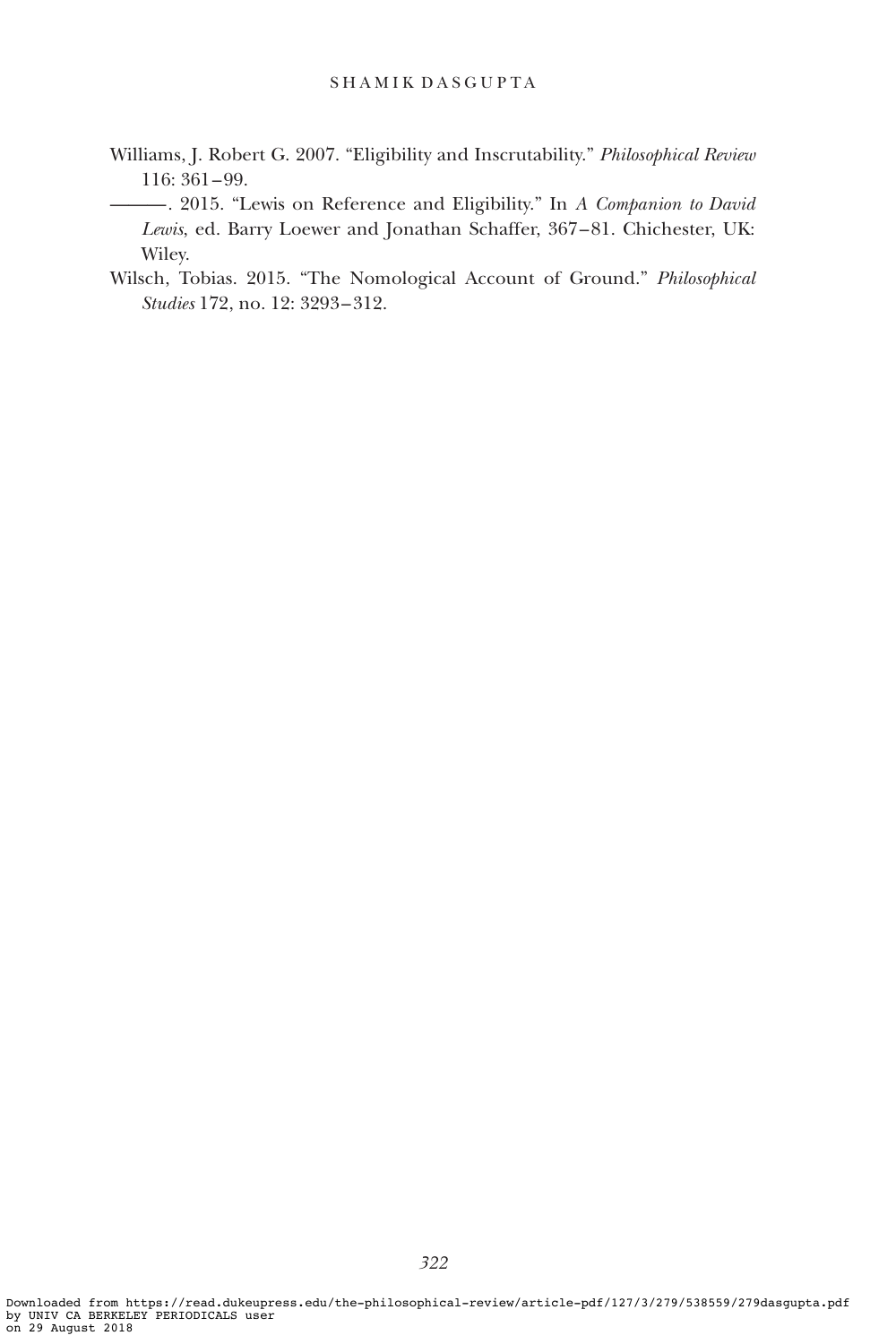Williams, J. Robert G. 2007. "Eligibility and Inscrutability." *Philosophical Review* 116: 361–99.

———. 2015. "Lewis on Reference and Eligibility." In *A Companion to David Lewis*, ed. Barry Loewer and Jonathan Schaffer, 367–81. Chichester, UK: Wiley.

Wilsch, Tobias. 2015. "The Nomological Account of Ground." *Philosophical Studies* 172, no. 12: 3293–312.